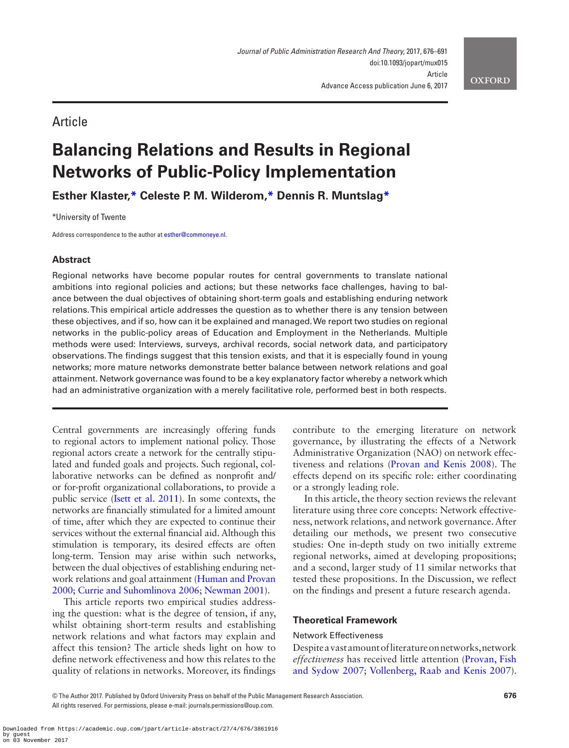Article

# Balancing Relations and Results in Regional Networks of Public-Policy Implementation

**Esther Klaster,* Celeste P. M. Wilderom,* Dennis R. Muntslag***

*University of Twente

Address correspondence to the author at esther@commoneye.nl.

## Abstract

Regional networks have become popular routes for central governments to translate national ambitions into regional policies and actions; but these networks face challenges, having to balance between the dual objectives of obtaining short-term goals and establishing enduring network relations. This empirical article addresses the question as to whether there is any tension between these objectives, and if so, how can it be explained and managed. We report two studies on regional networks in the public-policy areas of Education and Employment in the Netherlands. Multiple methods were used: Interviews, surveys, archival records, social network data, and participatory observations. The findings suggest that this tension exists, and that it is especially found in young networks; more mature networks demonstrate better balance between network relations and goal attainment. Network governance was found to be a key explanatory factor whereby a network which had an administrative organization with a merely facilitative role, performed best in both respects.

Central governments are increasingly offering funds to regional actors to implement national policy. Those regional actors create a network for the centrally stipulated and funded goals and projects. Such regional, collaborative networks can be defined as nonprofit and/or for-profit organizational collaborations, to provide a public service (Isett et al. 2011). In some contexts, the networks are financially stimulated for a limited amount of time, after which they are expected to continue their services without the external financial aid. Although this stimulation is temporary, its desired effects are often long-term. Tension may arise within such networks, between the dual objectives of establishing enduring network relations and goal attainment (Human and Provan 2000; Currie and Suhomlinova 2006; Newman 2001).

This article reports two empirical studies addressing the question: what is the degree of tension, if any, whilst obtaining short-term results and establishing network relations and what factors may explain and affect this tension? The article sheds light on how to define network effectiveness and how this relates to the quality of relations in networks. Moreover, its findings contribute to the emerging literature on network governance, by illustrating the effects of a Network Administrative Organization (NAO) on network effectiveness and relations (Provan and Kenis 2008). The effects depend on its specific role: either coordinating or a strongly leading role.

In this article, the theory section reviews the relevant literature using three core concepts: Network effectiveness, network relations, and network governance. After detailing our methods, we present two consecutive studies: One in-depth study on two initially extreme regional networks, aimed at developing propositions; and a second, larger study of 11 similar networks that tested these propositions. In the Discussion, we reflect on the findings and present a future research agenda.

## Theoretical Framework

### Network Effectiveness

Despite a vast amount of literature on networks, network *effectiveness* has received little attention (Provan, Fish and Sydow 2007; Vollenberg, Raab and Kenis 2007).

© The Author 2017. Published by Oxford University Press on behalf of the Public Management Research Association. All rights reserved. For permissions, please e-mail: journals.permissions@oup.com.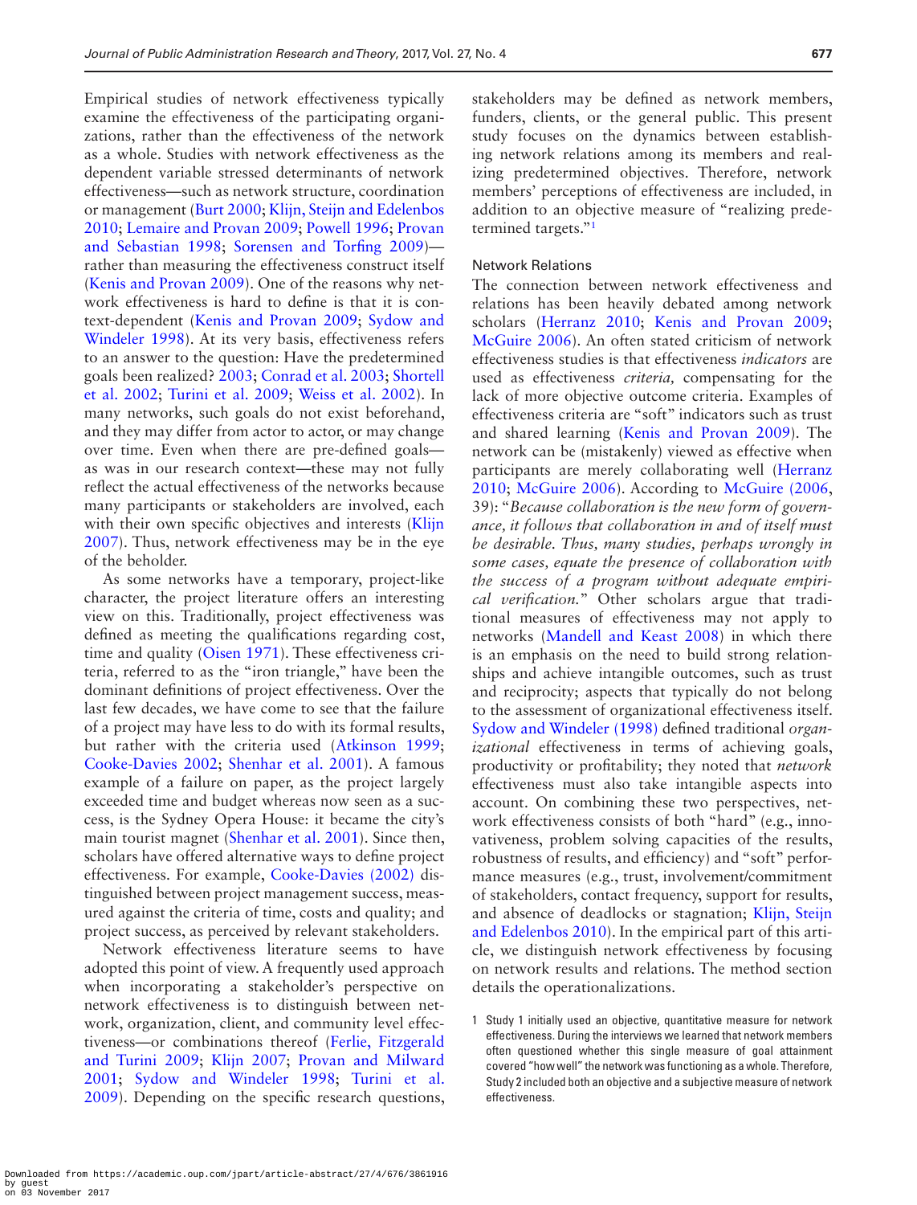Empirical studies of network effectiveness typically examine the effectiveness of the participating organizations, rather than the effectiveness of the network as a whole. Studies with network effectiveness as the dependent variable stressed determinants of network effectiveness—such as network structure, coordination or management (Burt 2000; Klijn, Steijn and Edelenbos 2010; Lemaire and Provan 2009; Powell 1996; Provan and Sebastian 1998; Sorensen and Torfing 2009)—rather than measuring the effectiveness construct itself (Kenis and Provan 2009). One of the reasons why network effectiveness is hard to define is that it is context-dependent (Kenis and Provan 2009; Sydow and Windeler 1998). At its very basis, effectiveness refers to an answer to the question: Have the predetermined goals been realized? 2003; Conrad et al. 2003; Shortell et al. 2002; Turini et al. 2009; Weiss et al. 2002). In many networks, such goals do not exist beforehand, and they may differ from actor to actor, or may change over time. Even when there are pre-defined goals—as was in our research context—these may not fully reflect the actual effectiveness of the networks because many participants or stakeholders are involved, each with their own specific objectives and interests (Klijn 2007). Thus, network effectiveness may be in the eye of the beholder.

As some networks have a temporary, project-like character, the project literature offers an interesting view on this. Traditionally, project effectiveness was defined as meeting the qualifications regarding cost, time and quality (Oisen 1971). These effectiveness criteria, referred to as the "iron triangle," have been the dominant definitions of project effectiveness. Over the last few decades, we have come to see that the failure of a project may have less to do with its formal results, but rather with the criteria used (Atkinson 1999; Cooke-Davies 2002; Shenhar et al. 2001). A famous example of a failure on paper, as the project largely exceeded time and budget whereas now seen as a success, is the Sydney Opera House: it became the city's main tourist magnet (Shenhar et al. 2001). Since then, scholars have offered alternative ways to define project effectiveness. For example, Cooke-Davies (2002) distinguished between project management success, measured against the criteria of time, costs and quality; and project success, as perceived by relevant stakeholders.

Network effectiveness literature seems to have adopted this point of view. A frequently used approach when incorporating a stakeholder's perspective on network effectiveness is to distinguish between network, organization, client, and community level effectiveness—or combinations thereof (Ferlie, Fitzgerald and Turini 2009; Klijn 2007; Provan and Milward 2001; Sydow and Windeler 1998; Turini et al. 2009). Depending on the specific research questions, stakeholders may be defined as network members, funders, clients, or the general public. This present study focuses on the dynamics between establishing network relations among its members and realizing predetermined objectives. Therefore, network members' perceptions of effectiveness are included, in addition to an objective measure of "realizing predetermined targets."[1]

### Network Relations

The connection between network effectiveness and relations has been heavily debated among network scholars (Herranz 2010; Kenis and Provan 2009; McGuire 2006). An often stated criticism of network effectiveness studies is that effectiveness *indicators* are used as effectiveness *criteria,* compensating for the lack of more objective outcome criteria. Examples of effectiveness criteria are "soft" indicators such as trust and shared learning (Kenis and Provan 2009). The network can be (mistakenly) viewed as effective when participants are merely collaborating well (Herranz 2010; McGuire 2006). According to McGuire (2006, 39): "*Because collaboration is the new form of governance, it follows that collaboration in and of itself must be desirable. Thus, many studies, perhaps wrongly in some cases, equate the presence of collaboration with the success of a program without adequate empirical verification.*" Other scholars argue that traditional measures of effectiveness may not apply to networks (Mandell and Keast 2008) in which there is an emphasis on the need to build strong relationships and achieve intangible outcomes, such as trust and reciprocity; aspects that typically do not belong to the assessment of organizational effectiveness itself. Sydow and Windeler (1998) defined traditional *organizational* effectiveness in terms of achieving goals, productivity or profitability; they noted that *network* effectiveness must also take intangible aspects into account. On combining these two perspectives, network effectiveness consists of both "hard" (e.g., innovativeness, problem solving capacities of the results, robustness of results, and efficiency) and "soft" performance measures (e.g., trust, involvement/commitment of stakeholders, contact frequency, support for results, and absence of deadlocks or stagnation; Klijn, Steijn and Edelenbos 2010). In the empirical part of this article, we distinguish network effectiveness by focusing on network results and relations. The method section details the operationalizations.

[1] Study 1 initially used an objective, quantitative measure for network effectiveness. During the interviews we learned that network members often questioned whether this single measure of goal attainment covered "how well" the network was functioning as a whole. Therefore, Study 2 included both an objective and a subjective measure of network effectiveness.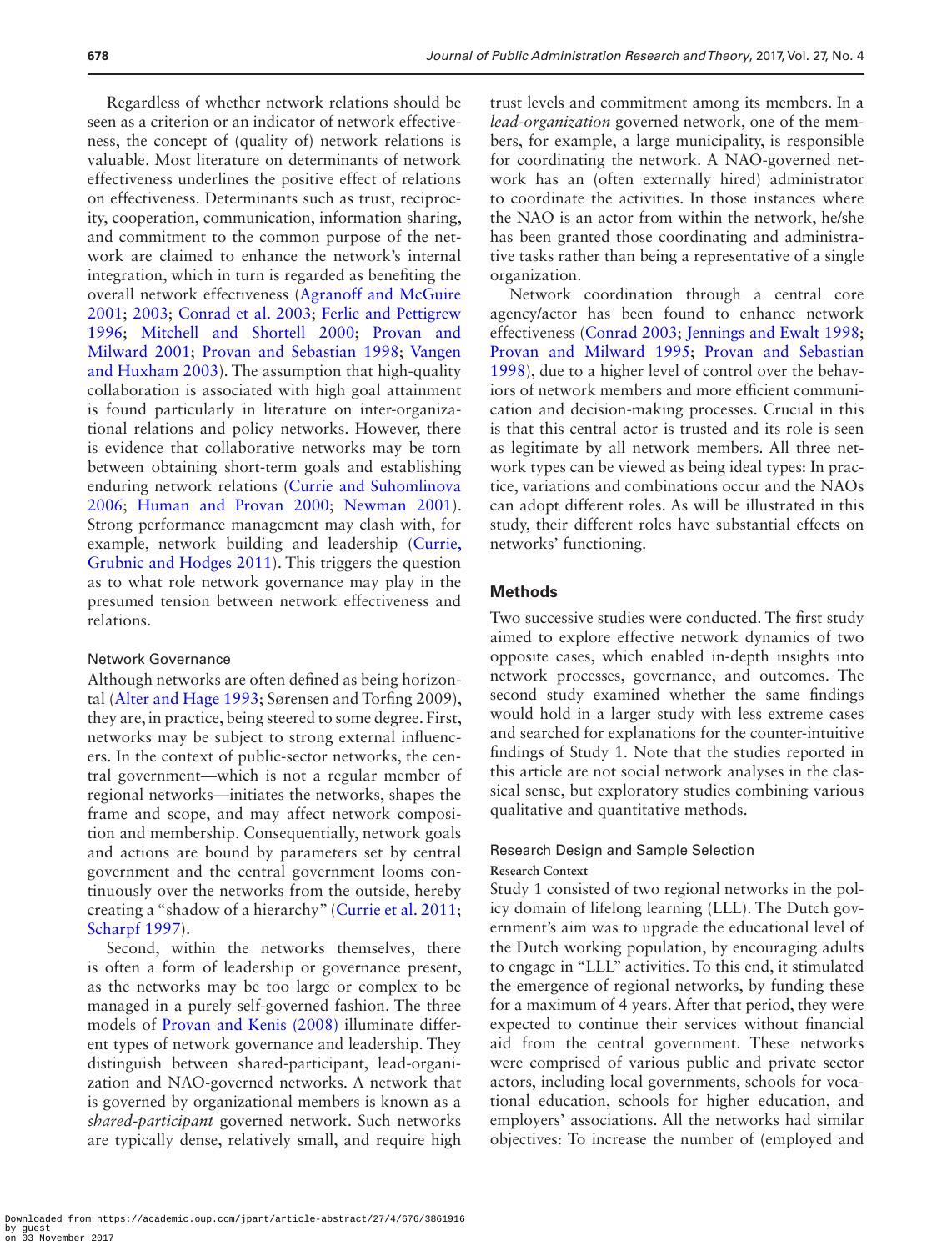Regardless of whether network relations should be seen as a criterion or an indicator of network effectiveness, the concept of (quality of) network relations is valuable. Most literature on determinants of network effectiveness underlines the positive effect of relations on effectiveness. Determinants such as trust, reciprocity, cooperation, communication, information sharing, and commitment to the common purpose of the network are claimed to enhance the network's internal integration, which in turn is regarded as benefiting the overall network effectiveness (Agranoff and McGuire 2001; 2003; Conrad et al. 2003; Ferlie and Pettigrew 1996; Mitchell and Shortell 2000; Provan and Milward 2001; Provan and Sebastian 1998; Vangen and Huxham 2003). The assumption that high-quality collaboration is associated with high goal attainment is found particularly in literature on inter-organizational relations and policy networks. However, there is evidence that collaborative networks may be torn between obtaining short-term goals and establishing enduring network relations (Currie and Suhomlinova 2006; Human and Provan 2000; Newman 2001). Strong performance management may clash with, for example, network building and leadership (Currie, Grubnic and Hodges 2011). This triggers the question as to what role network governance may play in the presumed tension between network effectiveness and relations.

### Network Governance

Although networks are often defined as being horizontal (Alter and Hage 1993; Sørensen and Torfing 2009), they are, in practice, being steered to some degree. First, networks may be subject to strong external influencers. In the context of public-sector networks, the central government—which is not a regular member of regional networks—initiates the networks, shapes the frame and scope, and may affect network composition and membership. Consequentially, network goals and actions are bound by parameters set by central government and the central government looms continuously over the networks from the outside, hereby creating a "shadow of a hierarchy" (Currie et al. 2011; Scharpf 1997).

Second, within the networks themselves, there is often a form of leadership or governance present, as the networks may be too large or complex to be managed in a purely self-governed fashion. The three models of Provan and Kenis (2008) illuminate different types of network governance and leadership. They distinguish between shared-participant, lead-organization and NAO-governed networks. A network that is governed by organizational members is known as a *shared-participant* governed network. Such networks are typically dense, relatively small, and require high trust levels and commitment among its members. In a *lead-organization* governed network, one of the members, for example, a large municipality, is responsible for coordinating the network. A NAO-governed network has an (often externally hired) administrator to coordinate the activities. In those instances where the NAO is an actor from within the network, he/she has been granted those coordinating and administrative tasks rather than being a representative of a single organization.

Network coordination through a central core agency/actor has been found to enhance network effectiveness (Conrad 2003; Jennings and Ewalt 1998; Provan and Milward 1995; Provan and Sebastian 1998), due to a higher level of control over the behaviors of network members and more efficient communication and decision-making processes. Crucial in this is that this central actor is trusted and its role is seen as legitimate by all network members. All three network types can be viewed as being ideal types: In practice, variations and combinations occur and the NAOs can adopt different roles. As will be illustrated in this study, their different roles have substantial effects on networks' functioning.

## Methods

Two successive studies were conducted. The first study aimed to explore effective network dynamics of two opposite cases, which enabled in-depth insights into network processes, governance, and outcomes. The second study examined whether the same findings would hold in a larger study with less extreme cases and searched for explanations for the counter-intuitive findings of Study 1. Note that the studies reported in this article are not social network analyses in the classical sense, but exploratory studies combining various qualitative and quantitative methods.

### Research Design and Sample Selection

#### Research Context

Study 1 consisted of two regional networks in the policy domain of lifelong learning (LLL). The Dutch government's aim was to upgrade the educational level of the Dutch working population, by encouraging adults to engage in "LLL" activities. To this end, it stimulated the emergence of regional networks, by funding these for a maximum of 4 years. After that period, they were expected to continue their services without financial aid from the central government. These networks were comprised of various public and private sector actors, including local governments, schools for vocational education, schools for higher education, and employers' associations. All the networks had similar objectives: To increase the number of (employed and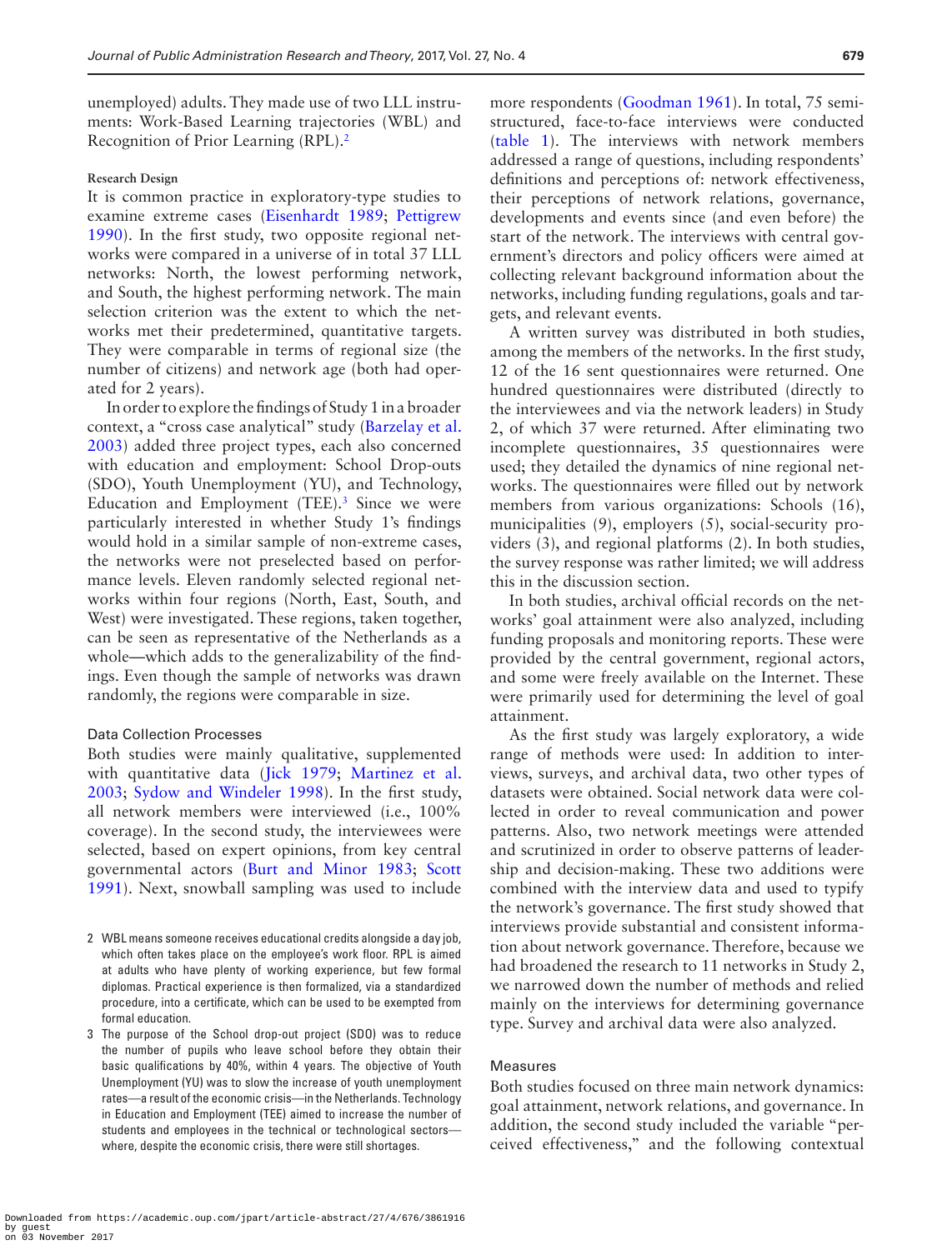unemployed) adults. They made use of two LLL instruments: Work-Based Learning trajectories (WBL) and Recognition of Prior Learning (RPL).[2]

#### Research Design

It is common practice in exploratory-type studies to examine extreme cases (Eisenhardt 1989; Pettigrew 1990). In the first study, two opposite regional networks were compared in a universe of in total 37 LLL networks: North, the lowest performing network, and South, the highest performing network. The main selection criterion was the extent to which the networks met their predetermined, quantitative targets. They were comparable in terms of regional size (the number of citizens) and network age (both had operated for 2 years).

In order to explore the findings of Study 1 in a broader context, a "cross case analytical" study (Barzelay et al. 2003) added three project types, each also concerned with education and employment: School Drop-outs (SDO), Youth Unemployment (YU), and Technology, Education and Employment (TEE).[3] Since we were particularly interested in whether Study 1's findings would hold in a similar sample of non-extreme cases, the networks were not preselected based on performance levels. Eleven randomly selected regional networks within four regions (North, East, South, and West) were investigated. These regions, taken together, can be seen as representative of the Netherlands as a whole—which adds to the generalizability of the findings. Even though the sample of networks was drawn randomly, the regions were comparable in size.

### Data Collection Processes

Both studies were mainly qualitative, supplemented with quantitative data (Jick 1979; Martinez et al. 2003; Sydow and Windeler 1998). In the first study, all network members were interviewed (i.e., 100% coverage). In the second study, the interviewees were selected, based on expert opinions, from key central governmental actors (Burt and Minor 1983; Scott 1991). Next, snowball sampling was used to include more respondents (Goodman 1961). In total, 75 semi-structured, face-to-face interviews were conducted (table 1). The interviews with network members addressed a range of questions, including respondents' definitions and perceptions of: network effectiveness, their perceptions of network relations, governance, developments and events since (and even before) the start of the network. The interviews with central government's directors and policy officers were aimed at collecting relevant background information about the networks, including funding regulations, goals and targets, and relevant events.

A written survey was distributed in both studies, among the members of the networks. In the first study, 12 of the 16 sent questionnaires were returned. One hundred questionnaires were distributed (directly to the interviewees and via the network leaders) in Study 2, of which 37 were returned. After eliminating two incomplete questionnaires, 35 questionnaires were used; they detailed the dynamics of nine regional networks. The questionnaires were filled out by network members from various organizations: Schools (16), municipalities (9), employers (5), social-security providers (3), and regional platforms (2). In both studies, the survey response was rather limited; we will address this in the discussion section.

In both studies, archival official records on the networks' goal attainment were also analyzed, including funding proposals and monitoring reports. These were provided by the central government, regional actors, and some were freely available on the Internet. These were primarily used for determining the level of goal attainment.

As the first study was largely exploratory, a wide range of methods were used: In addition to interviews, surveys, and archival data, two other types of datasets were obtained. Social network data were collected in order to reveal communication and power patterns. Also, two network meetings were attended and scrutinized in order to observe patterns of leadership and decision-making. These two additions were combined with the interview data and used to typify the network's governance. The first study showed that interviews provide substantial and consistent information about network governance. Therefore, because we had broadened the research to 11 networks in Study 2, we narrowed down the number of methods and relied mainly on the interviews for determining governance type. Survey and archival data were also analyzed.

### Measures

Both studies focused on three main network dynamics: goal attainment, network relations, and governance. In addition, the second study included the variable "perceived effectiveness," and the following contextual

2 WBL means someone receives educational credits alongside a day job, which often takes place on the employee's work floor. RPL is aimed at adults who have plenty of working experience, but few formal diplomas. Practical experience is then formalized, via a standardized procedure, into a certificate, which can be used to be exempted from formal education.

3 The purpose of the School drop-out project (SDO) was to reduce the number of pupils who leave school before they obtain their basic qualifications by 40%, within 4 years. The objective of Youth Unemployment (YU) was to slow the increase of youth unemployment rates—a result of the economic crisis—in the Netherlands. Technology in Education and Employment (TEE) aimed to increase the number of students and employees in the technical or technological sectors—where, despite the economic crisis, there were still shortages.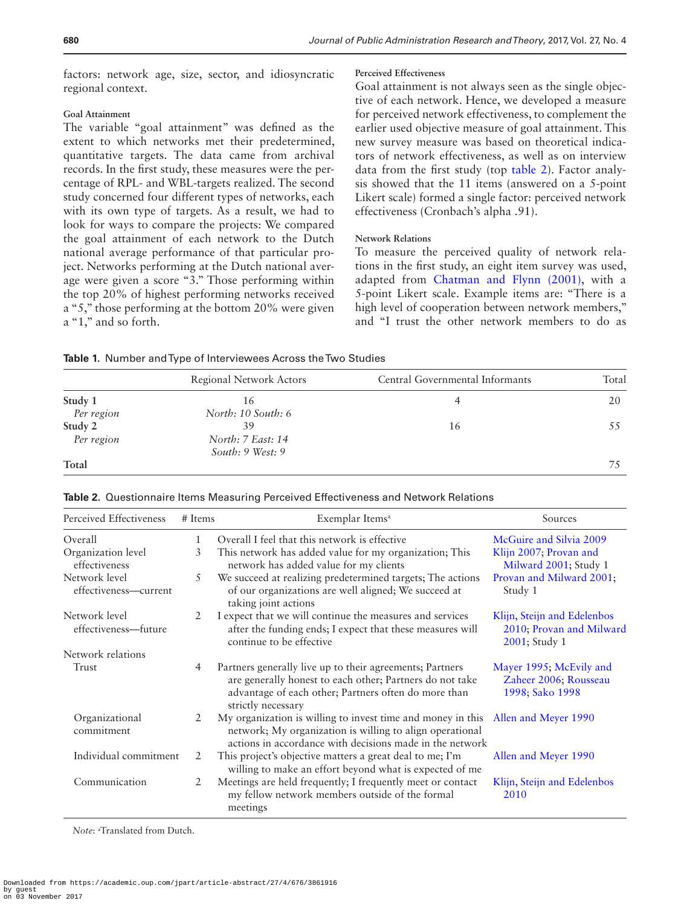factors: network age, size, sector, and idiosyncratic regional context.

### Goal Attainment

The variable "goal attainment" was defined as the extent to which networks met their predetermined, quantitative targets. The data came from archival records. In the first study, these measures were the percentage of RPL- and WBL-targets realized. The second study concerned four different types of networks, each with its own type of targets. As a result, we had to look for ways to compare the projects: We compared the goal attainment of each network to the Dutch national average performance of that particular project. Networks performing at the Dutch national average were given a score "3." Those performing within the top 20% of highest performing networks received a "5," those performing at the bottom 20% were given a "1," and so forth.

### Perceived Effectiveness

Goal attainment is not always seen as the single objective of each network. Hence, we developed a measure for perceived network effectiveness, to complement the earlier used objective measure of goal attainment. This new survey measure was based on theoretical indicators of network effectiveness, as well as on interview data from the first study (top table 2). Factor analysis showed that the 11 items (answered on a 5-point Likert scale) formed a single factor: perceived network effectiveness (Cronbach's alpha .91).

### Network Relations

To measure the perceived quality of network relations in the first study, an eight item survey was used, adapted from Chatman and Flynn (2001), with a 5-point Likert scale. Example items are: "There is a high level of cooperation between network members," and "I trust the other network members to do as

**Table 1.** Number and Type of Interviewees Across the Two Studies

| | Regional Network Actors | Central Governmental Informants | Total |
|---|---|---|---|
| **Study 1** | 16 | 4 | 20 |
| *Per region* | *North: 10 South: 6* | | |
| **Study 2** | 39 | 16 | 55 |
| *Per region* | *North: 7 East: 14 South: 9 West: 9* | | |
| **Total** | | | 75 |

**Table 2.** Questionnaire Items Measuring Perceived Effectiveness and Network Relations

| Perceived Effectiveness | # Items | Exemplar Items[a] | Sources |
|---|---|---|---|
| Overall | 1 | Overall I feel that this network is effective | McGuire and Silvia 2009 |
| Organization level effectiveness | 3 | This network has added value for my organization; This network has added value for my clients | Klijn 2007; Provan and Milward 2001; Study 1 |
| Network level effectiveness—current | 5 | We succeed at realizing predetermined targets; The actions of our organizations are well aligned; We succeed at taking joint actions | Provan and Milward 2001; Study 1 |
| Network level effectiveness—future | 2 | I expect that we will continue the measures and services after the funding ends; I expect that these measures will continue to be effective | Klijn, Steijn and Edelenbos 2010; Provan and Milward 2001; Study 1 |
| Network relations | | | |
| Trust | 4 | Partners generally live up to their agreements; Partners are generally honest to each other; Partners do not take advantage of each other; Partners often do more than strictly necessary | Mayer 1995; McEvily and Zaheer 2006; Rousseau 1998; Sako 1998 |
| Organizational commitment | 2 | My organization is willing to invest time and money in this network; My organization is willing to align operational actions in accordance with decisions made in the network | Allen and Meyer 1990 |
| Individual commitment | 2 | This project's objective matters a great deal to me; I'm willing to make an effort beyond what is expected of me | Allen and Meyer 1990 |
| Communication | 2 | Meetings are held frequently; I frequently meet or contact my fellow network members outside of the formal meetings | Klijn, Steijn and Edelenbos 2010 |

*Note*: [a]Translated from Dutch.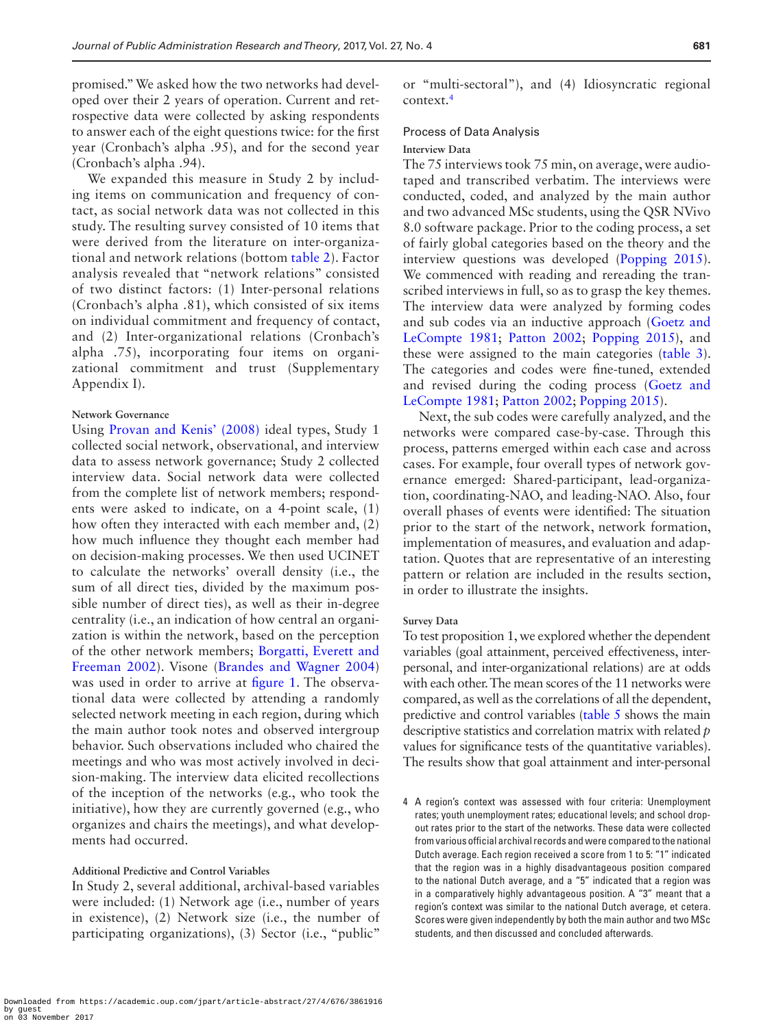promised." We asked how the two networks had developed over their 2 years of operation. Current and retrospective data were collected by asking respondents to answer each of the eight questions twice: for the first year (Cronbach's alpha .95), and for the second year (Cronbach's alpha .94).

We expanded this measure in Study 2 by including items on communication and frequency of contact, as social network data was not collected in this study. The resulting survey consisted of 10 items that were derived from the literature on inter-organizational and network relations (bottom table 2). Factor analysis revealed that "network relations" consisted of two distinct factors: (1) Inter-personal relations (Cronbach's alpha .81), which consisted of six items on individual commitment and frequency of contact, and (2) Inter-organizational relations (Cronbach's alpha .75), incorporating four items on organizational commitment and trust (Supplementary Appendix I).

#### Network Governance

Using Provan and Kenis' (2008) ideal types, Study 1 collected social network, observational, and interview data to assess network governance; Study 2 collected interview data. Social network data were collected from the complete list of network members; respondents were asked to indicate, on a 4-point scale, (1) how often they interacted with each member and, (2) how much influence they thought each member had on decision-making processes. We then used UCINET to calculate the networks' overall density (i.e., the sum of all direct ties, divided by the maximum possible number of direct ties), as well as their in-degree centrality (i.e., an indication of how central an organization is within the network, based on the perception of the other network members; Borgatti, Everett and Freeman 2002). Visone (Brandes and Wagner 2004) was used in order to arrive at figure 1. The observational data were collected by attending a randomly selected network meeting in each region, during which the main author took notes and observed intergroup behavior. Such observations included who chaired the meetings and who was most actively involved in decision-making. The interview data elicited recollections of the inception of the networks (e.g., who took the initiative), how they are currently governed (e.g., who organizes and chairs the meetings), and what developments had occurred.

#### Additional Predictive and Control Variables

In Study 2, several additional, archival-based variables were included: (1) Network age (i.e., number of years in existence), (2) Network size (i.e., the number of participating organizations), (3) Sector (i.e., "public" or "multi-sectoral"), and (4) Idiosyncratic regional context.[4]

### Process of Data Analysis

#### Interview Data

The 75 interviews took 75 min, on average, were audiotaped and transcribed verbatim. The interviews were conducted, coded, and analyzed by the main author and two advanced MSc students, using the QSR NVivo 8.0 software package. Prior to the coding process, a set of fairly global categories based on the theory and the interview questions was developed (Popping 2015). We commenced with reading and rereading the transcribed interviews in full, so as to grasp the key themes. The interview data were analyzed by forming codes and sub codes via an inductive approach (Goetz and LeCompte 1981; Patton 2002; Popping 2015), and these were assigned to the main categories (table 3). The categories and codes were fine-tuned, extended and revised during the coding process (Goetz and LeCompte 1981; Patton 2002; Popping 2015).

Next, the sub codes were carefully analyzed, and the networks were compared case-by-case. Through this process, patterns emerged within each case and across cases. For example, four overall types of network governance emerged: Shared-participant, lead-organization, coordinating-NAO, and leading-NAO. Also, four overall phases of events were identified: The situation prior to the start of the network, network formation, implementation of measures, and evaluation and adaptation. Quotes that are representative of an interesting pattern or relation are included in the results section, in order to illustrate the insights.

#### Survey Data

To test proposition 1, we explored whether the dependent variables (goal attainment, perceived effectiveness, interpersonal, and inter-organizational relations) are at odds with each other. The mean scores of the 11 networks were compared, as well as the correlations of all the dependent, predictive and control variables (table 5 shows the main descriptive statistics and correlation matrix with related $p$ values for significance tests of the quantitative variables). The results show that goal attainment and inter-personal

4 A region's context was assessed with four criteria: Unemployment rates; youth unemployment rates; educational levels; and school dropout rates prior to the start of the networks. These data were collected from various official archival records and were compared to the national Dutch average. Each region received a score from 1 to 5: "1" indicated that the region was in a highly disadvantageous position compared to the national Dutch average, and a "5" indicated that a region was in a comparatively highly advantageous position. A "3" meant that a region's context was similar to the national Dutch average, et cetera. Scores were given independently by both the main author and two MSc students, and then discussed and concluded afterwards.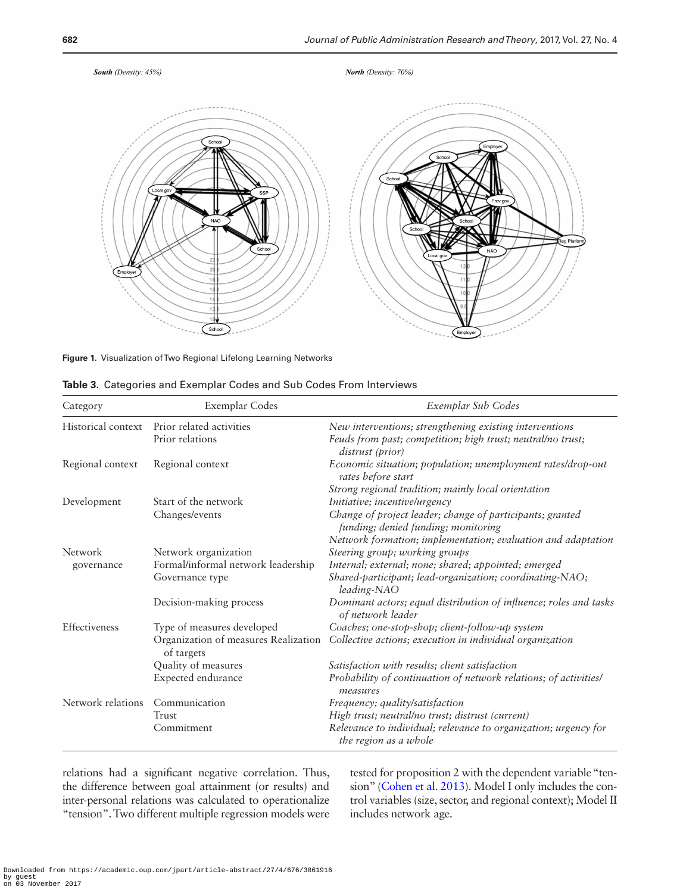Figure 1. Visualization of Two Regional Lifelong Learning Networks

Table 3. Categories and Exemplar Codes and Sub Codes From Interviews

| Category | Exemplar Codes | Exemplar Sub Codes |
|---|---|---|
| Historical context | Prior related activities | *New interventions; strengthening existing interventions* |
| | Prior relations | *Feuds from past; competition; high trust; neutral/no trust; distrust (prior)* |
| Regional context | Regional context | *Economic situation; population; unemployment rates/drop-out rates before start* |
| | | *Strong regional tradition; mainly local orientation* |
| Development | Start of the network | *Initiative; incentive/urgency* |
| | Changes/events | *Change of project leader; change of participants; granted funding; denied funding; monitoring* |
| | | *Network formation; implementation; evaluation and adaptation* |
| Network governance | Network organization | *Steering group; working groups* |
| | Formal/informal network leadership | *Internal; external; none; shared; appointed; emerged* |
| | Governance type | *Shared-participant; lead-organization; coordinating-NAO; leading-NAO* |
| | Decision-making process | *Dominant actors; equal distribution of influence; roles and tasks of network leader* |
| Effectiveness | Type of measures developed | *Coaches; one-stop-shop; client-follow-up system* |
| | Organization of measures Realization of targets | *Collective actions; execution in individual organization* |
| | Quality of measures | *Satisfaction with results; client satisfaction* |
| | Expected endurance | *Probability of continuation of network relations; of activities/measures* |
| Network relations | Communication | *Frequency; quality/satisfaction* |
| | Trust | *High trust; neutral/no trust; distrust (current)* |
| | Commitment | *Relevance to individual; relevance to organization; urgency for the region as a whole* |

relations had a significant negative correlation. Thus, the difference between goal attainment (or results) and inter-personal relations was calculated to operationalize "tension". Two different multiple regression models were tested for proposition 2 with the dependent variable "tension" (Cohen et al. 2013). Model I only includes the control variables (size, sector, and regional context); Model II includes network age.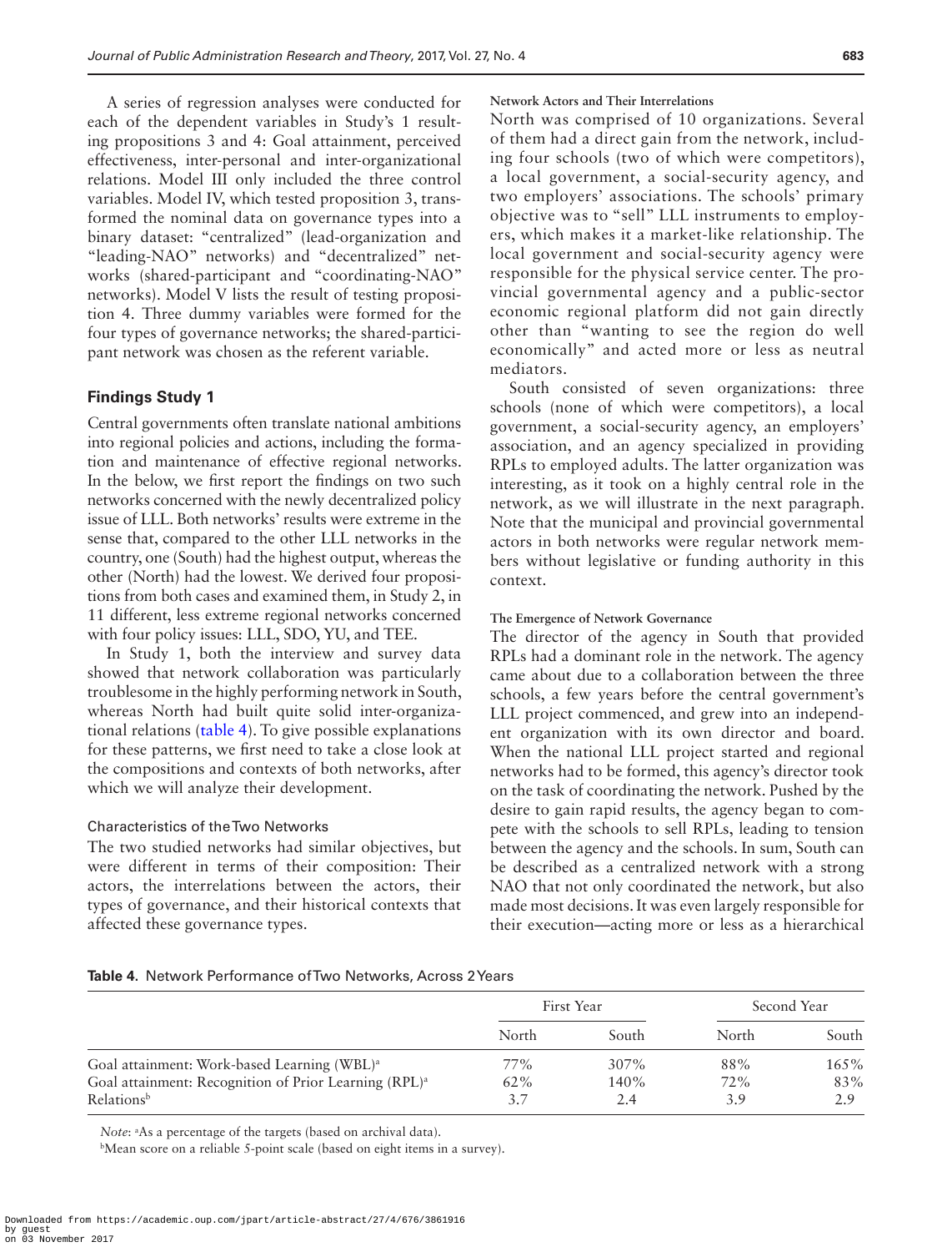A series of regression analyses were conducted for each of the dependent variables in Study's 1 resulting propositions 3 and 4: Goal attainment, perceived effectiveness, inter-personal and inter-organizational relations. Model III only included the three control variables. Model IV, which tested proposition 3, transformed the nominal data on governance types into a binary dataset: "centralized" (lead-organization and "leading-NAO" networks) and "decentralized" networks (shared-participant and "coordinating-NAO" networks). Model V lists the result of testing proposition 4. Three dummy variables were formed for the four types of governance networks; the shared-participant network was chosen as the referent variable.

## Findings Study 1

Central governments often translate national ambitions into regional policies and actions, including the formation and maintenance of effective regional networks. In the below, we first report the findings on two such networks concerned with the newly decentralized policy issue of LLL. Both networks' results were extreme in the sense that, compared to the other LLL networks in the country, one (South) had the highest output, whereas the other (North) had the lowest. We derived four propositions from both cases and examined them, in Study 2, in 11 different, less extreme regional networks concerned with four policy issues: LLL, SDO, YU, and TEE.

In Study 1, both the interview and survey data showed that network collaboration was particularly troublesome in the highly performing network in South, whereas North had built quite solid inter-organizational relations (table 4). To give possible explanations for these patterns, we first need to take a close look at the compositions and contexts of both networks, after which we will analyze their development.

### Characteristics of the Two Networks

The two studied networks had similar objectives, but were different in terms of their composition: Their actors, the interrelations between the actors, their types of governance, and their historical contexts that affected these governance types.

#### Network Actors and Their Interrelations

North was comprised of 10 organizations. Several of them had a direct gain from the network, including four schools (two of which were competitors), a local government, a social-security agency, and two employers' associations. The schools' primary objective was to "sell" LLL instruments to employers, which makes it a market-like relationship. The local government and social-security agency were responsible for the physical service center. The provincial governmental agency and a public-sector economic regional platform did not gain directly other than "wanting to see the region do well economically" and acted more or less as neutral mediators.

South consisted of seven organizations: three schools (none of which were competitors), a local government, a social-security agency, an employers' association, and an agency specialized in providing RPLs to employed adults. The latter organization was interesting, as it took on a highly central role in the network, as we will illustrate in the next paragraph. Note that the municipal and provincial governmental actors in both networks were regular network members without legislative or funding authority in this context.

#### The Emergence of Network Governance

The director of the agency in South that provided RPLs had a dominant role in the network. The agency came about due to a collaboration between the three schools, a few years before the central government's LLL project commenced, and grew into an independent organization with its own director and board. When the national LLL project started and regional networks had to be formed, this agency's director took on the task of coordinating the network. Pushed by the desire to gain rapid results, the agency began to compete with the schools to sell RPLs, leading to tension between the agency and the schools. In sum, South can be described as a centralized network with a strong NAO that not only coordinated the network, but also made most decisions. It was even largely responsible for their execution—acting more or less as a hierarchical

**Table 4.** Network Performance of Two Networks, Across 2 Years

| | First Year | | Second Year | |
|---|---|---|---|---|
| | North | South | North | South |
| Goal attainment: Work-based Learning (WBL)[a] | 77% | 307% | 88% | 165% |
| Goal attainment: Recognition of Prior Learning (RPL)[a] | 62% | 140% | 72% | 83% |
| Relations[b] | 3.7 | 2.4 | 3.9 | 2.9 |

*Note*: [a]As a percentage of the targets (based on archival data).

[b]Mean score on a reliable 5-point scale (based on eight items in a survey).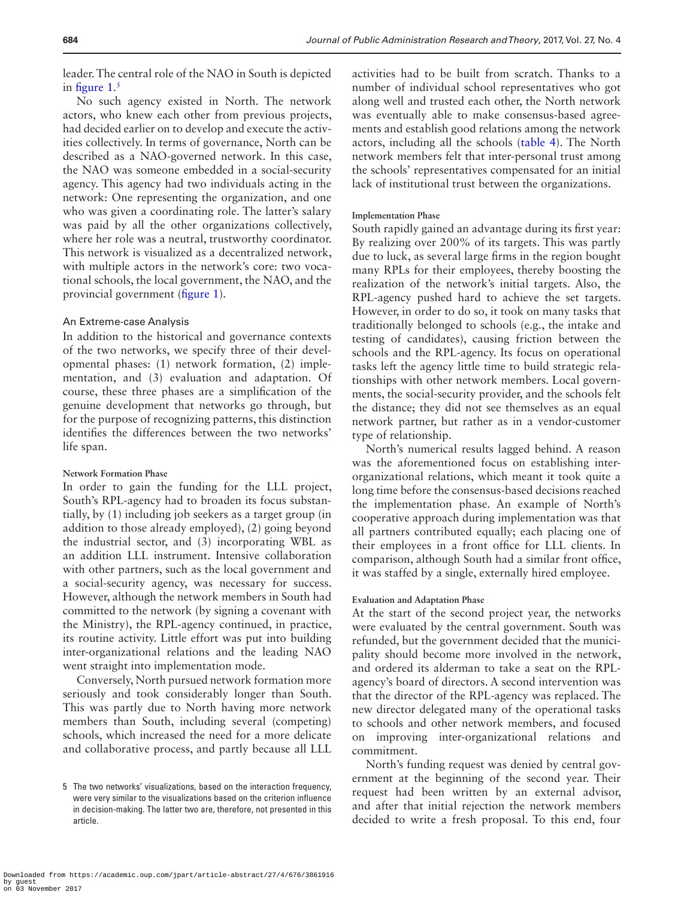leader. The central role of the NAO in South is depicted in figure 1.[5]

No such agency existed in North. The network actors, who knew each other from previous projects, had decided earlier on to develop and execute the activities collectively. In terms of governance, North can be described as a NAO-governed network. In this case, the NAO was someone embedded in a social-security agency. This agency had two individuals acting in the network: One representing the organization, and one who was given a coordinating role. The latter's salary was paid by all the other organizations collectively, where her role was a neutral, trustworthy coordinator. This network is visualized as a decentralized network, with multiple actors in the network's core: two vocational schools, the local government, the NAO, and the provincial government (figure 1).

## An Extreme-case Analysis

In addition to the historical and governance contexts of the two networks, we specify three of their developmental phases: (1) network formation, (2) implementation, and (3) evaluation and adaptation. Of course, these three phases are a simplification of the genuine development that networks go through, but for the purpose of recognizing patterns, this distinction identifies the differences between the two networks' life span.

### Network Formation Phase

In order to gain the funding for the LLL project, South's RPL-agency had to broaden its focus substantially, by (1) including job seekers as a target group (in addition to those already employed), (2) going beyond the industrial sector, and (3) incorporating WBL as an addition LLL instrument. Intensive collaboration with other partners, such as the local government and a social-security agency, was necessary for success. However, although the network members in South had committed to the network (by signing a covenant with the Ministry), the RPL-agency continued, in practice, its routine activity. Little effort was put into building inter-organizational relations and the leading NAO went straight into implementation mode.

Conversely, North pursued network formation more seriously and took considerably longer than South. This was partly due to North having more network members than South, including several (competing) schools, which increased the need for a more delicate and collaborative process, and partly because all LLL activities had to be built from scratch. Thanks to a number of individual school representatives who got along well and trusted each other, the North network was eventually able to make consensus-based agreements and establish good relations among the network actors, including all the schools (table 4). The North network members felt that inter-personal trust among the schools' representatives compensated for an initial lack of institutional trust between the organizations.

### Implementation Phase

South rapidly gained an advantage during its first year: By realizing over 200% of its targets. This was partly due to luck, as several large firms in the region bought many RPLs for their employees, thereby boosting the realization of the network's initial targets. Also, the RPL-agency pushed hard to achieve the set targets. However, in order to do so, it took on many tasks that traditionally belonged to schools (e.g., the intake and testing of candidates), causing friction between the schools and the RPL-agency. Its focus on operational tasks left the agency little time to build strategic relationships with other network members. Local governments, the social-security provider, and the schools felt the distance; they did not see themselves as an equal network partner, but rather as in a vendor-customer type of relationship.

North's numerical results lagged behind. A reason was the aforementioned focus on establishing inter-organizational relations, which meant it took quite a long time before the consensus-based decisions reached the implementation phase. An example of North's cooperative approach during implementation was that all partners contributed equally; each placing one of their employees in a front office for LLL clients. In comparison, although South had a similar front office, it was staffed by a single, externally hired employee.

### Evaluation and Adaptation Phase

At the start of the second project year, the networks were evaluated by the central government. South was refunded, but the government decided that the municipality should become more involved in the network, and ordered its alderman to take a seat on the RPL-agency's board of directors. A second intervention was that the director of the RPL-agency was replaced. The new director delegated many of the operational tasks to schools and other network members, and focused on improving inter-organizational relations and commitment.

North's funding request was denied by central government at the beginning of the second year. Their request had been written by an external advisor, and after that initial rejection the network members decided to write a fresh proposal. To this end, four

[5] The two networks' visualizations, based on the interaction frequency, were very similar to the visualizations based on the criterion influence in decision-making. The latter two are, therefore, not presented in this article.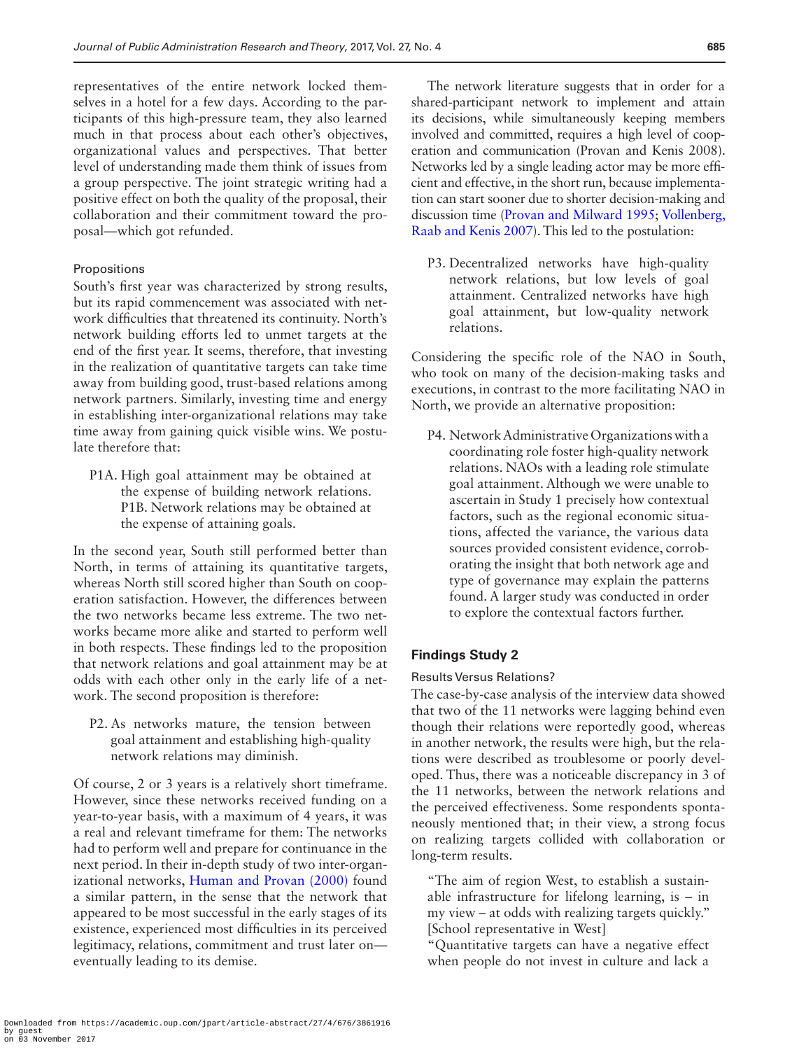representatives of the entire network locked themselves in a hotel for a few days. According to the participants of this high-pressure team, they also learned much in that process about each other's objectives, organizational values and perspectives. That better level of understanding made them think of issues from a group perspective. The joint strategic writing had a positive effect on both the quality of the proposal, their collaboration and their commitment toward the proposal—which got refunded.

#### Propositions

South's first year was characterized by strong results, but its rapid commencement was associated with network difficulties that threatened its continuity. North's network building efforts led to unmet targets at the end of the first year. It seems, therefore, that investing in the realization of quantitative targets can take time away from building good, trust-based relations among network partners. Similarly, investing time and energy in establishing inter-organizational relations may take time away from gaining quick visible wins. We postulate therefore that:

> P1A. High goal attainment may be obtained at the expense of building network relations.
> P1B. Network relations may be obtained at the expense of attaining goals.

In the second year, South still performed better than North, in terms of attaining its quantitative targets, whereas North still scored higher than South on cooperation satisfaction. However, the differences between the two networks became less extreme. The two networks became more alike and started to perform well in both respects. These findings led to the proposition that network relations and goal attainment may be at odds with each other only in the early life of a network. The second proposition is therefore:

> P2. As networks mature, the tension between goal attainment and establishing high-quality network relations may diminish.

Of course, 2 or 3 years is a relatively short timeframe. However, since these networks received funding on a year-to-year basis, with a maximum of 4 years, it was a real and relevant timeframe for them: The networks had to perform well and prepare for continuance in the next period. In their in-depth study of two inter-organizational networks, Human and Provan (2000) found a similar pattern, in the sense that the network that appeared to be most successful in the early stages of its existence, experienced most difficulties in its perceived legitimacy, relations, commitment and trust later on—eventually leading to its demise.

The network literature suggests that in order for a shared-participant network to implement and attain its decisions, while simultaneously keeping members involved and committed, requires a high level of cooperation and communication (Provan and Kenis 2008). Networks led by a single leading actor may be more efficient and effective, in the short run, because implementation can start sooner due to shorter decision-making and discussion time (Provan and Milward 1995; Vollenberg, Raab and Kenis 2007). This led to the postulation:

> P3. Decentralized networks have high-quality network relations, but low levels of goal attainment. Centralized networks have high goal attainment, but low-quality network relations.

Considering the specific role of the NAO in South, who took on many of the decision-making tasks and executions, in contrast to the more facilitating NAO in North, we provide an alternative proposition:

> P4. Network Administrative Organizations with a coordinating role foster high-quality network relations. NAOs with a leading role stimulate goal attainment. Although we were unable to ascertain in Study 1 precisely how contextual factors, such as the regional economic situations, affected the variance, the various data sources provided consistent evidence, corroborating the insight that both network age and type of governance may explain the patterns found. A larger study was conducted in order to explore the contextual factors further.

## Findings Study 2

#### Results Versus Relations?

The case-by-case analysis of the interview data showed that two of the 11 networks were lagging behind even though their relations were reportedly good, whereas in another network, the results were high, but the relations were described as troublesome or poorly developed. Thus, there was a noticeable discrepancy in 3 of the 11 networks, between the network relations and the perceived effectiveness. Some respondents spontaneously mentioned that; in their view, a strong focus on realizing targets collided with collaboration or long-term results.

> "The aim of region West, to establish a sustainable infrastructure for lifelong learning, is – in my view – at odds with realizing targets quickly." [School representative in West]
> "Quantitative targets can have a negative effect when people do not invest in culture and lack a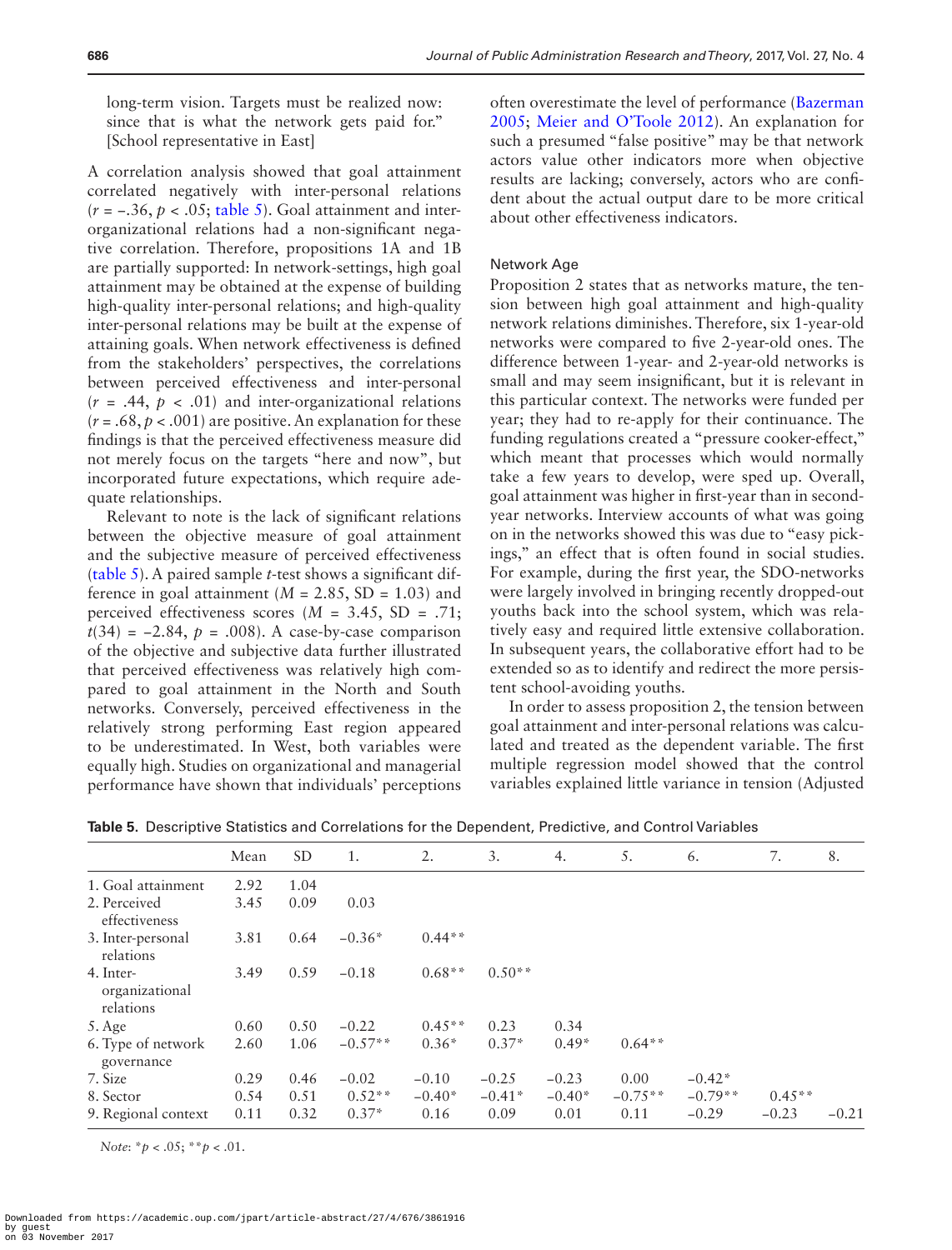long-term vision. Targets must be realized now: since that is what the network gets paid for." [School representative in East]

A correlation analysis showed that goal attainment correlated negatively with inter-personal relations ($r = -.36$, $p < .05$; table 5). Goal attainment and inter-organizational relations had a non-significant negative correlation. Therefore, propositions 1A and 1B are partially supported: In network-settings, high goal attainment may be obtained at the expense of building high-quality inter-personal relations; and high-quality inter-personal relations may be built at the expense of attaining goals. When network effectiveness is defined from the stakeholders' perspectives, the correlations between perceived effectiveness and inter-personal ($r = .44$, $p < .01$) and inter-organizational relations ($r = .68$, $p < .001$) are positive. An explanation for these findings is that the perceived effectiveness measure did not merely focus on the targets "here and now", but incorporated future expectations, which require adequate relationships.

Relevant to note is the lack of significant relations between the objective measure of goal attainment and the subjective measure of perceived effectiveness (table 5). A paired sample $t$-test shows a significant difference in goal attainment ($M = 2.85$, SD $= 1.03$) and perceived effectiveness scores ($M = 3.45$, SD $= .71$; $t(34) = -2.84$, $p = .008$). A case-by-case comparison of the objective and subjective data further illustrated that perceived effectiveness was relatively high compared to goal attainment in the North and South networks. Conversely, perceived effectiveness in the relatively strong performing East region appeared to be underestimated. In West, both variables were equally high. Studies on organizational and managerial performance have shown that individuals' perceptions often overestimate the level of performance (Bazerman 2005; Meier and O'Toole 2012). An explanation for such a presumed "false positive" may be that network actors value other indicators more when objective results are lacking; conversely, actors who are confident about the actual output dare to be more critical about other effectiveness indicators.

### Network Age

Proposition 2 states that as networks mature, the tension between high goal attainment and high-quality network relations diminishes. Therefore, six 1-year-old networks were compared to five 2-year-old ones. The difference between 1-year- and 2-year-old networks is small and may seem insignificant, but it is relevant in this particular context. The networks were funded per year; they had to re-apply for their continuance. The funding regulations created a "pressure cooker-effect," which meant that processes which would normally take a few years to develop, were sped up. Overall, goal attainment was higher in first-year than in second-year networks. Interview accounts of what was going on in the networks showed this was due to "easy pickings," an effect that is often found in social studies. For example, during the first year, the SDO-networks were largely involved in bringing recently dropped-out youths back into the school system, which was relatively easy and required little extensive collaboration. In subsequent years, the collaborative effort had to be extended so as to identify and redirect the more persistent school-avoiding youths.

In order to assess proposition 2, the tension between goal attainment and inter-personal relations was calculated and treated as the dependent variable. The first multiple regression model showed that the control variables explained little variance in tension (Adjusted

**Table 5.** Descriptive Statistics and Correlations for the Dependent, Predictive, and Control Variables

| | Mean | SD | 1. | 2. | 3. | 4. | 5. | 6. | 7. | 8. |
|---|---|---|---|---|---|---|---|---|---|---|
| 1. Goal attainment | 2.92 | 1.04 | | | | | | | | |
| 2. Perceived effectiveness | 3.45 | 0.09 | 0.03 | | | | | | | |
| 3. Inter-personal relations | 3.81 | 0.64 | −0.36* | 0.44** | | | | | | |
| 4. Inter-organizational relations | 3.49 | 0.59 | −0.18 | 0.68** | 0.50** | | | | | |
| 5. Age | 0.60 | 0.50 | −0.22 | 0.45** | 0.23 | 0.34 | | | | |
| 6. Type of network governance | 2.60 | 1.06 | −0.57** | 0.36* | 0.37* | 0.49* | 0.64** | | | |
| 7. Size | 0.29 | 0.46 | −0.02 | −0.10 | −0.25 | −0.23 | 0.00 | −0.42* | | |
| 8. Sector | 0.54 | 0.51 | 0.52** | −0.40* | −0.41* | −0.40* | −0.75** | −0.79** | 0.45** | |
| 9. Regional context | 0.11 | 0.32 | 0.37* | 0.16 | 0.09 | 0.01 | 0.11 | −0.29 | −0.23 | −0.21 |

*Note*: *$p < .05$; **$p < .01$.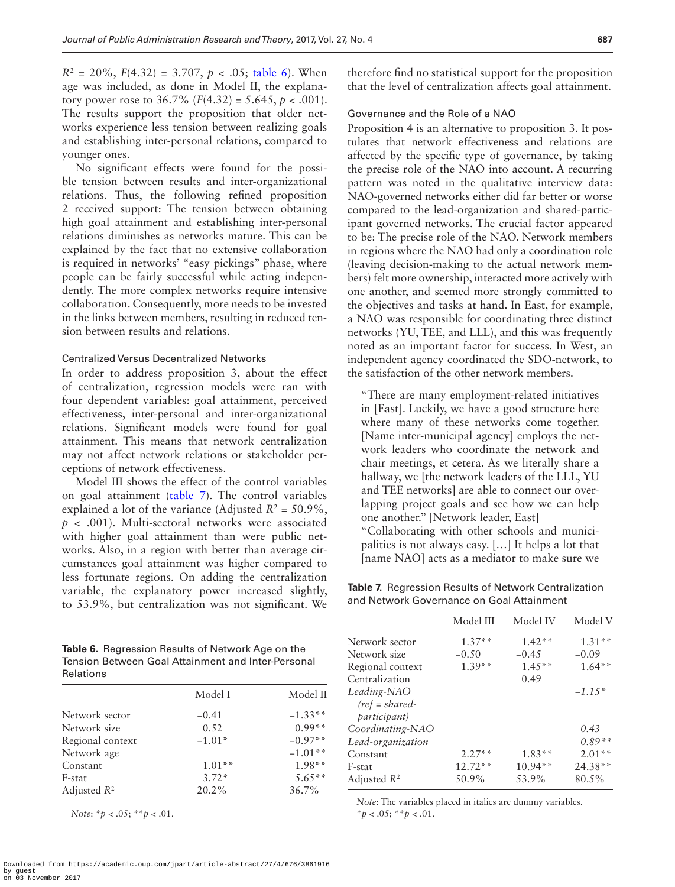$R^2$ = 20%, $F(4.32) = 3.707$, $p < .05$; table 6). When age was included, as done in Model II, the explanatory power rose to 36.7% ($F(4.32) = 5.645$, $p < .001$). The results support the proposition that older networks experience less tension between realizing goals and establishing inter-personal relations, compared to younger ones.

No significant effects were found for the possible tension between results and inter-organizational relations. Thus, the following refined proposition 2 received support: The tension between obtaining high goal attainment and establishing inter-personal relations diminishes as networks mature. This can be explained by the fact that no extensive collaboration is required in networks' "easy pickings" phase, where people can be fairly successful while acting independently. The more complex networks require intensive collaboration. Consequently, more needs to be invested in the links between members, resulting in reduced tension between results and relations.

### Centralized Versus Decentralized Networks

In order to address proposition 3, about the effect of centralization, regression models were ran with four dependent variables: goal attainment, perceived effectiveness, inter-personal and inter-organizational relations. Significant models were found for goal attainment. This means that network centralization may not affect network relations or stakeholder perceptions of network effectiveness.

Model III shows the effect of the control variables on goal attainment (table 7). The control variables explained a lot of the variance (Adjusted $R^2$ = 50.9%, $p < .001$). Multi-sectoral networks were associated with higher goal attainment than were public networks. Also, in a region with better than average circumstances goal attainment was higher compared to less fortunate regions. On adding the centralization variable, the explanatory power increased slightly, to 53.9%, but centralization was not significant. We therefore find no statistical support for the proposition that the level of centralization affects goal attainment.

**Table 6.** Regression Results of Network Age on the Tension Between Goal Attainment and Inter-Personal Relations

| | Model I | Model II |
|---|---|---|
| Network sector | −0.41 | −1.33** |
| Network size | 0.52 | 0.99** |
| Regional context | −1.01* | −0.97** |
| Network age | | −1.01** |
| Constant | 1.01** | 1.98** |
| F-stat | 3.72* | 5.65** |
| Adjusted $R^2$ | 20.2% | 36.7% |

*Note*: *$p < .05$; **$p < .01$.

### Governance and the Role of a NAO

Proposition 4 is an alternative to proposition 3. It postulates that network effectiveness and relations are affected by the specific type of governance, by taking the precise role of the NAO into account. A recurring pattern was noted in the qualitative interview data: NAO-governed networks either did far better or worse compared to the lead-organization and shared-participant governed networks. The crucial factor appeared to be: The precise role of the NAO. Network members in regions where the NAO had only a coordination role (leaving decision-making to the actual network members) felt more ownership, interacted more actively with one another, and seemed more strongly committed to the objectives and tasks at hand. In East, for example, a NAO was responsible for coordinating three distinct networks (YU, TEE, and LLL), and this was frequently noted as an important factor for success. In West, an independent agency coordinated the SDO-network, to the satisfaction of the other network members.

> "There are many employment-related initiatives in [East]. Luckily, we have a good structure here where many of these networks come together. [Name inter-municipal agency] employs the network leaders who coordinate the network and chair meetings, et cetera. As we literally share a hallway, we [the network leaders of the LLL, YU and TEE networks] are able to connect our overlapping project goals and see how we can help one another." [Network leader, East]
>
> "Collaborating with other schools and municipalities is not always easy. [...] It helps a lot that [name NAO] acts as a mediator to make sure we

**Table 7.** Regression Results of Network Centralization and Network Governance on Goal Attainment

| | Model III | Model IV | Model V |
|---|---|---|---|
| Network sector | 1.37** | 1.42** | 1.31** |
| Network size | −0.50 | −0.45 | −0.09 |
| Regional context | 1.39** | 1.45** | 1.64** |
| Centralization | | 0.49 | |
| *Leading-NAO (ref = shared-participant)* | | | *−1.15** |
| *Coordinating-NAO* | | | *0.43* |
| *Lead-organization* | | | *0.89*** |
| Constant | 2.27** | 1.83** | 2.01** |
| F-stat | 12.72** | 10.94** | 24.38** |
| Adjusted $R^2$ | 50.9% | 53.9% | 80.5% |

*Note*: The variables placed in italics are dummy variables.
*$p < .05$; **$p < .01$.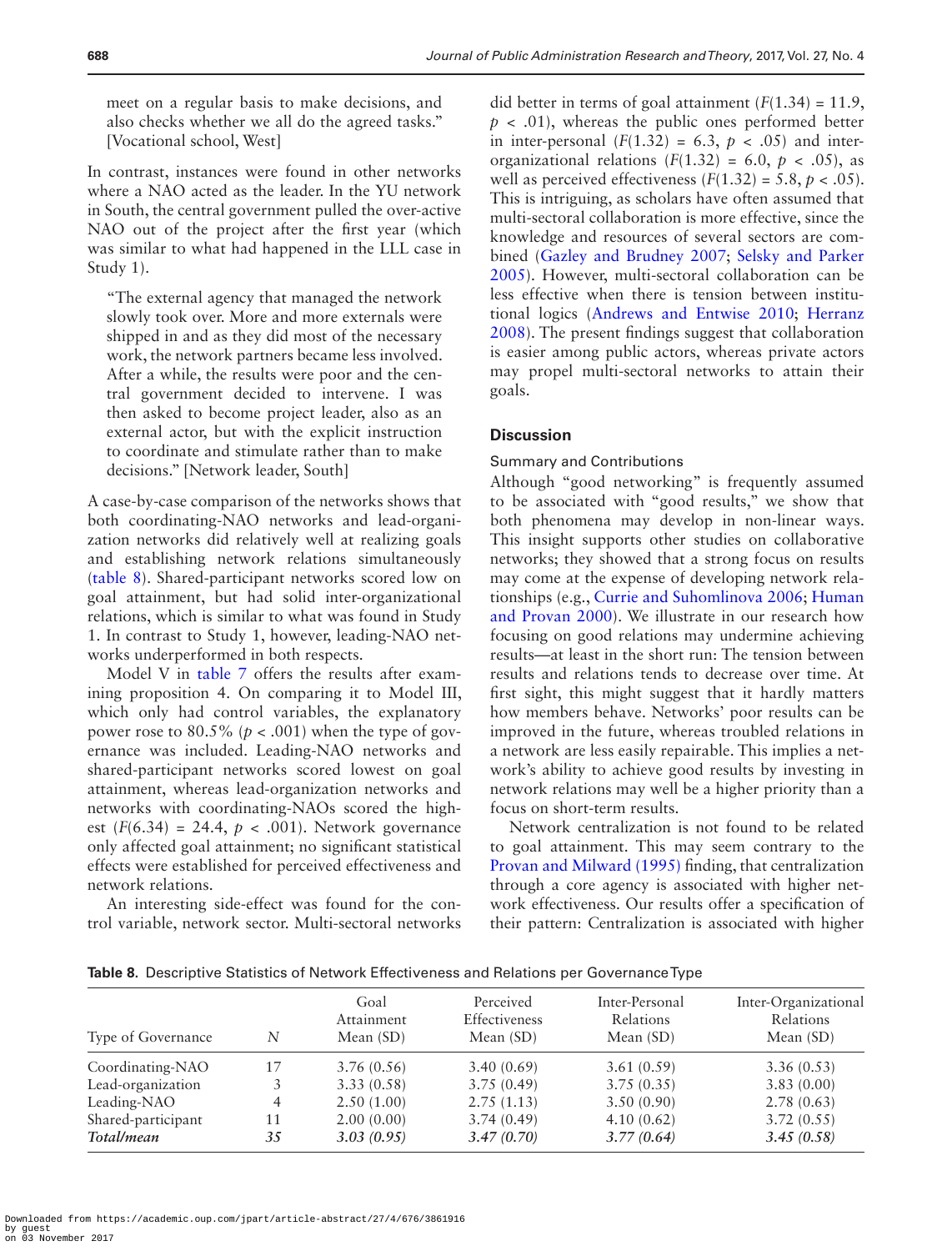meet on a regular basis to make decisions, and also checks whether we all do the agreed tasks." [Vocational school, West]

In contrast, instances were found in other networks where a NAO acted as the leader. In the YU network in South, the central government pulled the over-active NAO out of the project after the first year (which was similar to what had happened in the LLL case in Study 1).

> "The external agency that managed the network slowly took over. More and more externals were shipped in and as they did most of the necessary work, the network partners became less involved. After a while, the results were poor and the central government decided to intervene. I was then asked to become project leader, also as an external actor, but with the explicit instruction to coordinate and stimulate rather than to make decisions." [Network leader, South]

A case-by-case comparison of the networks shows that both coordinating-NAO networks and lead-organization networks did relatively well at realizing goals and establishing network relations simultaneously (table 8). Shared-participant networks scored low on goal attainment, but had solid inter-organizational relations, which is similar to what was found in Study 1. In contrast to Study 1, however, leading-NAO networks underperformed in both respects.

Model V in table 7 offers the results after examining proposition 4. On comparing it to Model III, which only had control variables, the explanatory power rose to 80.5% ($p < .001$) when the type of governance was included. Leading-NAO networks and shared-participant networks scored lowest on goal attainment, whereas lead-organization networks and networks with coordinating-NAOs scored the highest ($F(6.34) = 24.4$, $p < .001$). Network governance only affected goal attainment; no significant statistical effects were established for perceived effectiveness and network relations.

An interesting side-effect was found for the control variable, network sector. Multi-sectoral networks did better in terms of goal attainment ($F(1.34) = 11.9$, $p < .01$), whereas the public ones performed better in inter-personal ($F(1.32) = 6.3$, $p < .05$) and inter-organizational relations ($F(1.32) = 6.0$, $p < .05$), as well as perceived effectiveness ($F(1.32) = 5.8$, $p < .05$). This is intriguing, as scholars have often assumed that multi-sectoral collaboration is more effective, since the knowledge and resources of several sectors are combined (Gazley and Brudney 2007; Selsky and Parker 2005). However, multi-sectoral collaboration can be less effective when there is tension between institutional logics (Andrews and Entwise 2010; Herranz 2008). The present findings suggest that collaboration is easier among public actors, whereas private actors may propel multi-sectoral networks to attain their goals.

## Discussion

### Summary and Contributions

Although "good networking" is frequently assumed to be associated with "good results," we show that both phenomena may develop in non-linear ways. This insight supports other studies on collaborative networks; they showed that a strong focus on results may come at the expense of developing network relationships (e.g., Currie and Suhomlinova 2006; Human and Provan 2000). We illustrate in our research how focusing on good relations may undermine achieving results—at least in the short run: The tension between results and relations tends to decrease over time. At first sight, this might suggest that it hardly matters how members behave. Networks' poor results can be improved in the future, whereas troubled relations in a network are less easily repairable. This implies a network's ability to achieve good results by investing in network relations may well be a higher priority than a focus on short-term results.

Network centralization is not found to be related to goal attainment. This may seem contrary to the Provan and Milward (1995) finding, that centralization through a core agency is associated with higher network effectiveness. Our results offer a specification of their pattern: Centralization is associated with higher

**Table 8.** Descriptive Statistics of Network Effectiveness and Relations per Governance Type

| Type of Governance | N | Goal Attainment Mean (SD) | Perceived Effectiveness Mean (SD) | Inter-Personal Relations Mean (SD) | Inter-Organizational Relations Mean (SD) |
|---|---|---|---|---|---|
| Coordinating-NAO | 17 | 3.76 (0.56) | 3.40 (0.69) | 3.61 (0.59) | 3.36 (0.53) |
| Lead-organization | 3 | 3.33 (0.58) | 3.75 (0.49) | 3.75 (0.35) | 3.83 (0.00) |
| Leading-NAO | 4 | 2.50 (1.00) | 2.75 (1.13) | 3.50 (0.90) | 2.78 (0.63) |
| Shared-participant | 11 | 2.00 (0.00) | 3.74 (0.49) | 4.10 (0.62) | 3.72 (0.55) |
| ***Total/mean*** | ***35*** | ***3.03 (0.95)*** | ***3.47 (0.70)*** | ***3.77 (0.64)*** | ***3.45 (0.58)*** |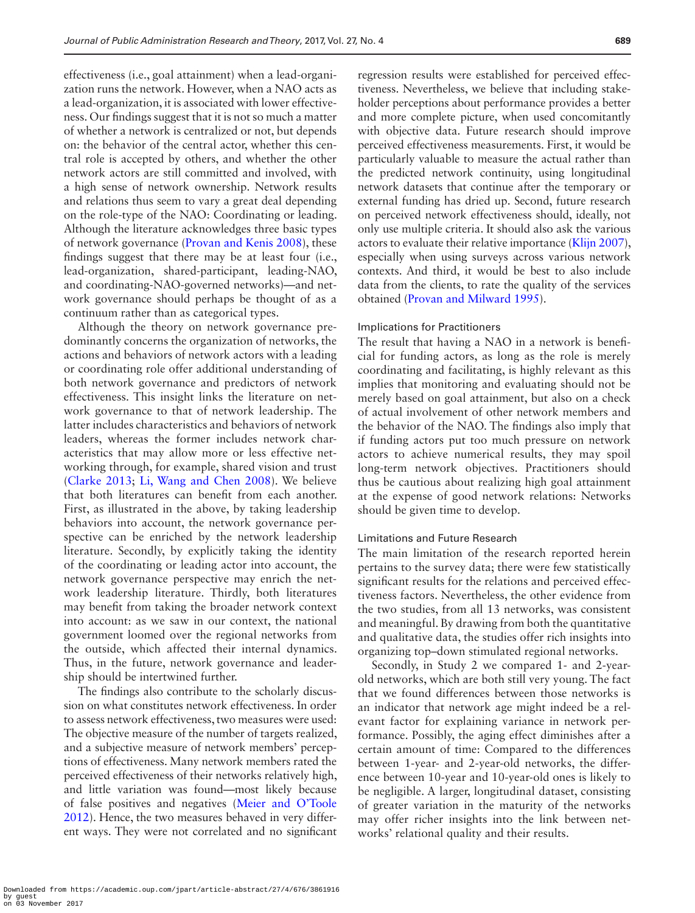effectiveness (i.e., goal attainment) when a lead-organization runs the network. However, when a NAO acts as a lead-organization, it is associated with lower effectiveness. Our findings suggest that it is not so much a matter of whether a network is centralized or not, but depends on: the behavior of the central actor, whether this central role is accepted by others, and whether the other network actors are still committed and involved, with a high sense of network ownership. Network results and relations thus seem to vary a great deal depending on the role-type of the NAO: Coordinating or leading. Although the literature acknowledges three basic types of network governance (Provan and Kenis 2008), these findings suggest that there may be at least four (i.e., lead-organization, shared-participant, leading-NAO, and coordinating-NAO-governed networks)—and network governance should perhaps be thought of as a continuum rather than as categorical types.

Although the theory on network governance predominantly concerns the organization of networks, the actions and behaviors of network actors with a leading or coordinating role offer additional understanding of both network governance and predictors of network effectiveness. This insight links the literature on network governance to that of network leadership. The latter includes characteristics and behaviors of network leaders, whereas the former includes network characteristics that may allow more or less effective networking through, for example, shared vision and trust (Clarke 2013; Li, Wang and Chen 2008). We believe that both literatures can benefit from each another. First, as illustrated in the above, by taking leadership behaviors into account, the network governance perspective can be enriched by the network leadership literature. Secondly, by explicitly taking the identity of the coordinating or leading actor into account, the network governance perspective may enrich the network leadership literature. Thirdly, both literatures may benefit from taking the broader network context into account: as we saw in our context, the national government loomed over the regional networks from the outside, which affected their internal dynamics. Thus, in the future, network governance and leadership should be intertwined further.

The findings also contribute to the scholarly discussion on what constitutes network effectiveness. In order to assess network effectiveness, two measures were used: The objective measure of the number of targets realized, and a subjective measure of network members' perceptions of effectiveness. Many network members rated the perceived effectiveness of their networks relatively high, and little variation was found—most likely because of false positives and negatives (Meier and O'Toole 2012). Hence, the two measures behaved in very different ways. They were not correlated and no significant regression results were established for perceived effectiveness. Nevertheless, we believe that including stakeholder perceptions about performance provides a better and more complete picture, when used concomitantly with objective data. Future research should improve perceived effectiveness measurements. First, it would be particularly valuable to measure the actual rather than the predicted network continuity, using longitudinal network datasets that continue after the temporary or external funding has dried up. Second, future research on perceived network effectiveness should, ideally, not only use multiple criteria. It should also ask the various actors to evaluate their relative importance (Klijn 2007), especially when using surveys across various network contexts. And third, it would be best to also include data from the clients, to rate the quality of the services obtained (Provan and Milward 1995).

### Implications for Practitioners

The result that having a NAO in a network is beneficial for funding actors, as long as the role is merely coordinating and facilitating, is highly relevant as this implies that monitoring and evaluating should not be merely based on goal attainment, but also on a check of actual involvement of other network members and the behavior of the NAO. The findings also imply that if funding actors put too much pressure on network actors to achieve numerical results, they may spoil long-term network objectives. Practitioners should thus be cautious about realizing high goal attainment at the expense of good network relations: Networks should be given time to develop.

### Limitations and Future Research

The main limitation of the research reported herein pertains to the survey data; there were few statistically significant results for the relations and perceived effectiveness factors. Nevertheless, the other evidence from the two studies, from all 13 networks, was consistent and meaningful. By drawing from both the quantitative and qualitative data, the studies offer rich insights into organizing top–down stimulated regional networks.

Secondly, in Study 2 we compared 1- and 2-year-old networks, which are both still very young. The fact that we found differences between those networks is an indicator that network age might indeed be a relevant factor for explaining variance in network performance. Possibly, the aging effect diminishes after a certain amount of time: Compared to the differences between 1-year- and 2-year-old networks, the difference between 10-year and 10-year-old ones is likely to be negligible. A larger, longitudinal dataset, consisting of greater variation in the maturity of the networks may offer richer insights into the link between networks' relational quality and their results.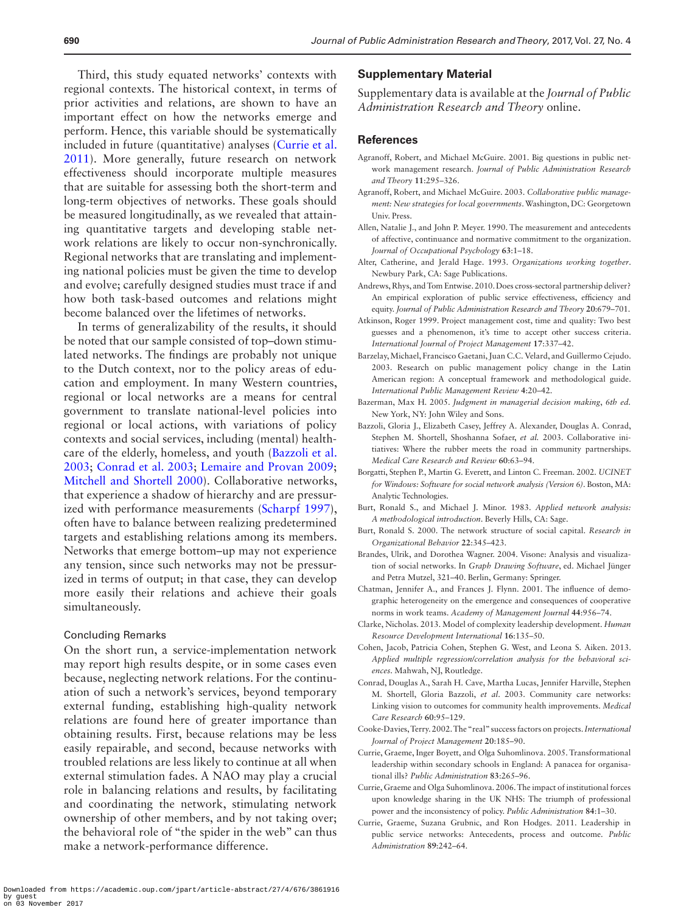Third, this study equated networks' contexts with regional contexts. The historical context, in terms of prior activities and relations, are shown to have an important effect on how the networks emerge and perform. Hence, this variable should be systematically included in future (quantitative) analyses (Currie et al. 2011). More generally, future research on network effectiveness should incorporate multiple measures that are suitable for assessing both the short-term and long-term objectives of networks. These goals should be measured longitudinally, as we revealed that attaining quantitative targets and developing stable network relations are likely to occur non-synchronically. Regional networks that are translating and implementing national policies must be given the time to develop and evolve; carefully designed studies must trace if and how both task-based outcomes and relations might become balanced over the lifetimes of networks.

In terms of generalizability of the results, it should be noted that our sample consisted of top–down stimulated networks. The findings are probably not unique to the Dutch context, nor to the policy areas of education and employment. In many Western countries, regional or local networks are a means for central government to translate national-level policies into regional or local actions, with variations of policy contexts and social services, including (mental) healthcare of the elderly, homeless, and youth (Bazzoli et al. 2003; Conrad et al. 2003; Lemaire and Provan 2009; Mitchell and Shortell 2000). Collaborative networks, that experience a shadow of hierarchy and are pressurized with performance measurements (Scharpf 1997), often have to balance between realizing predetermined targets and establishing relations among its members. Networks that emerge bottom–up may not experience any tension, since such networks may not be pressurized in terms of output; in that case, they can develop more easily their relations and achieve their goals simultaneously.

### Concluding Remarks

On the short run, a service-implementation network may report high results despite, or in some cases even because, neglecting network relations. For the continuation of such a network's services, beyond temporary external funding, establishing high-quality network relations are found here of greater importance than obtaining results. First, because relations may be less easily repairable, and second, because networks with troubled relations are less likely to continue at all when external stimulation fades. A NAO may play a crucial role in balancing relations and results, by facilitating and coordinating the network, stimulating network ownership of other members, and by not taking over; the behavioral role of "the spider in the web" can thus make a network-performance difference.

## Supplementary Material

Supplementary data is available at the *Journal of Public Administration Research and Theory* online.

## References

Agranoff, Robert, and Michael McGuire. 2001. Big questions in public network management research. *Journal of Public Administration Research and Theory* **11**:295–326.

Agranoff, Robert, and Michael McGuire. 2003. *Collaborative public management: New strategies for local governments*. Washington, DC: Georgetown Univ. Press.

Allen, Natalie J., and John P. Meyer. 1990. The measurement and antecedents of affective, continuance and normative commitment to the organization. *Journal of Occupational Psychology* **63**:1–18.

Alter, Catherine, and Jerald Hage. 1993. *Organizations working together*. Newbury Park, CA: Sage Publications.

Andrews, Rhys, and Tom Entwise. 2010. Does cross-sectoral partnership deliver? An empirical exploration of public service effectiveness, efficiency and equity. *Journal of Public Administration Research and Theory* **20**:679–701.

Atkinson, Roger 1999. Project management cost, time and quality: Two best guesses and a phenomenon, it's time to accept other success criteria. *International Journal of Project Management* **17**:337–42.

Barzelay, Michael, Francisco Gaetani, Juan C.C. Velard, and Guillermo Cejudo. 2003. Research on public management policy change in the Latin American region: A conceptual framework and methodological guide. *International Public Management Review* **4**:20–42.

Bazerman, Max H. 2005. *Judgment in managerial decision making, 6th ed*. New York, NY: John Wiley and Sons.

Bazzoli, Gloria J., Elizabeth Casey, Jeffrey A. Alexander, Douglas A. Conrad, Stephen M. Shortell, Shoshanna Sofaer, *et al.* 2003. Collaborative initiatives: Where the rubber meets the road in community partnerships. *Medical Care Research and Review* **60**:63–94.

Borgatti, Stephen P., Martin G. Everett, and Linton C. Freeman. 2002. *UCINET for Windows: Software for social network analysis (Version 6)*. Boston, MA: Analytic Technologies.

Burt, Ronald S., and Michael J. Minor. 1983. *Applied network analysis: A methodological introduction*. Beverly Hills, CA: Sage.

Burt, Ronald S. 2000. The network structure of social capital. *Research in Organizational Behavior* **22**:345–423.

Brandes, Ulrik, and Dorothea Wagner. 2004. Visone: Analysis and visualization of social networks. In *Graph Drawing Software*, ed. Michael Jünger and Petra Mutzel, 321–40. Berlin, Germany: Springer.

Chatman, Jennifer A., and Frances J. Flynn. 2001. The influence of demographic heterogeneity on the emergence and consequences of cooperative norms in work teams. *Academy of Management Journal* **44**:956–74.

Clarke, Nicholas. 2013. Model of complexity leadership development. *Human Resource Development International* **16**:135–50.

Cohen, Jacob, Patricia Cohen, Stephen G. West, and Leona S. Aiken. 2013. *Applied multiple regression/correlation analysis for the behavioral sciences*. Mahwah, NJ, Routledge.

Conrad, Douglas A., Sarah H. Cave, Martha Lucas, Jennifer Harville, Stephen M. Shortell, Gloria Bazzoli, *et al*. 2003. Community care networks: Linking vision to outcomes for community health improvements. *Medical Care Research* **60**:95–129.

Cooke-Davies, Terry. 2002. The "real" success factors on projects. *International Journal of Project Management* **20**:185–90.

Currie, Graeme, Inger Boyett, and Olga Suhomlinova. 2005. Transformational leadership within secondary schools in England: A panacea for organisational ills? *Public Administration* **83**:265–96.

Currie, Graeme and Olga Suhomlinova. 2006. The impact of institutional forces upon knowledge sharing in the UK NHS: The triumph of professional power and the inconsistency of policy. *Public Administration* **84**:1–30.

Currie, Graeme, Suzana Grubnic, and Ron Hodges. 2011. Leadership in public service networks: Antecedents, process and outcome. *Public Administration* **89**:242–64.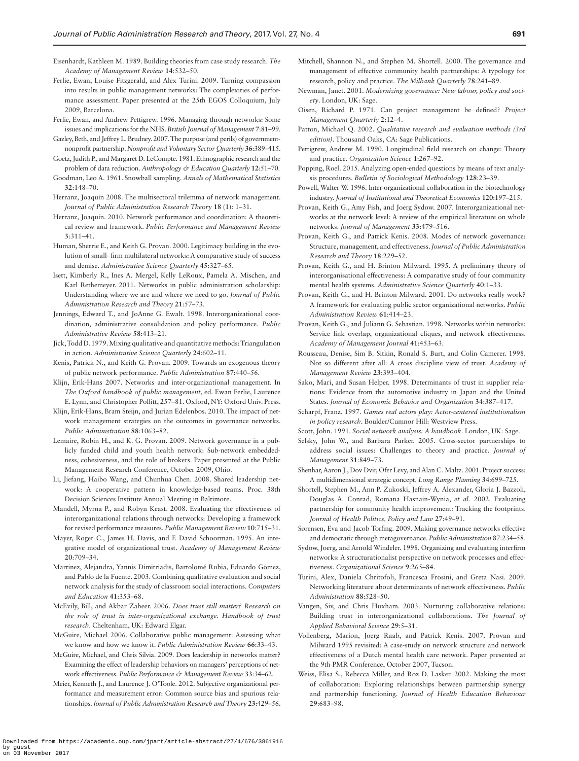Eisenhardt, Kathleen M. 1989. Building theories from case study research. *The Academy of Management Review* **14**:532–50.

Ferlie, Ewan, Louise Fitzgerald, and Alex Turini. 2009. Turning compassion into results in public management networks: The complexities of performance assessment. Paper presented at the 25th EGOS Colloquium, July 2009, Barcelona.

Ferlie, Ewan, and Andrew Pettigrew. 1996. Managing through networks: Some issues and implications for the NHS. *British Journal of Management* **7**:81–99.

Gazley, Beth, and Jeffrey L. Brudney. 2007. The purpose (and perils) of government-nonprofit partnership. *Nonprofit and Voluntary Sector Quarterly* **36**:389–415.

Goetz, Judith P., and Margaret D. LeCompte. 1981. Ethnographic research and the problem of data reduction. *Anthropology & Education Quarterly* **12**:51–70.

Goodman, Leo A. 1961. Snowball sampling. *Annals of Mathematical Statistics* **32**:148–70.

Herranz, Joaquín 2008. The multisectoral trilemma of network management. *Journal of Public Administration Research Theory* **18** (1): 1–31.

Herranz, Joaquín. 2010. Network performance and coordination: A theoretical review and framework. *Public Performance and Management Review* **3**:311–41.

Human, Sherrie E., and Keith G. Provan. 2000. Legitimacy building in the evolution of small- firm multilateral networks: A comparative study of success and demise. *Administrative Science Quarterly* **45**:327–65.

Isett, Kimberly R., Ines A. Mergel, Kelly LeRoux, Pamela A. Mischen, and Karl Rethemeyer. 2011. Networks in public administration scholarship: Understanding where we are and where we need to go. *Journal of Public Administration Research and Theory* **21**:57–73.

Jennings, Edward T., and JoAnne G. Ewalt. 1998. Interorganizational coordination, administrative consolidation and policy performance. *Public Administrative Review* **58**:413–21.

Jick, Todd D. 1979. Mixing qualitative and quantitative methods: Triangulation in action. *Administrative Science Quarterly* **24**:602–11.

Kenis, Patrick N., and Keith G. Provan. 2009. Towards an exogenous theory of public network performance. *Public Administration* **87**:440–56.

Klijn, Erik-Hans 2007. Networks and inter-organizational management. In *The Oxford handbook of public management*, ed. Ewan Ferlie, Laurence E. Lynn, and Christopher Pollitt, 257–81. Oxford, NY: Oxford Univ. Press.

Klijn, Erik-Hans, Bram Steijn, and Jurian Edelenbos. 2010. The impact of network management strategies on the outcomes in governance networks. *Public Administration* **88**:1063–82.

Lemaire, Robin H., and K. G. Provan. 2009. Network governance in a publicly funded child and youth health network: Sub-network embeddedness, cohesiveness, and the role of brokers. Paper presented at the Public Management Research Conference, October 2009, Ohio.

Li, Jiefang, Haibo Wang, and Chunhua Chen. 2008. Shared leadership network: A cooperative pattern in knowledge-based teams. Proc. 38th Decision Sciences Institute Annual Meeting in Baltimore.

Mandell, Myrna P., and Robyn Keast. 2008. Evaluating the effectiveness of interorganizational relations through networks: Developing a framework for revised performance measures. *Public Management Review* **10**:715–31.

Mayer, Roger C., James H. Davis, and F. David Schoorman. 1995. An integrative model of organizational trust. *Academy of Management Review* **20**:709–34.

Martinez, Alejandra, Yannis Dimitriadis, Bartolomé Rubia, Eduardo Gómez, and Pablo de la Fuente. 2003. Combining qualitative evaluation and social network analysis for the study of classroom social interactions. *Computers and Education* **41**:353–68.

McEvily, Bill, and Akbar Zaheer. 2006. *Does trust still matter? Research on the role of trust in inter-organizational exchange. Handbook of trust research*. Cheltenham, UK: Edward Elgar.

McGuire, Michael 2006. Collaborative public management: Assessing what we know and how we know it. *Public Administration Review* **66**:33–43.

McGuire, Michael, and Chris Silvia. 2009. Does leadership in networks matter? Examining the effect of leadership behaviors on managers' perceptions of network effectiveness. *Public Performance & Management Review* **33**:34–62.

Meier, Kenneth J., and Laurence J. O'Toole. 2012. Subjective organizational performance and measurement error: Common source bias and spurious relationships. *Journal of Public Administration Research and Theory* **23**:429–56.

Mitchell, Shannon N., and Stephen M. Shortell. 2000. The governance and management of effective community health partnerships: A typology for research, policy and practice. *The Milbank Quarterly* **78**:241–89.

Newman, Janet. 2001. *Modernizing governance: New labour, policy and society*. London, UK: Sage.

Oisen, Richard P. 1971. Can project management be defined? *Project Management Quarterly* **2**:12–4.

Patton, Michael Q. 2002. *Qualitative research and evaluation methods (3rd edition)*. Thousand Oaks, CA: Sage Publications.

Pettigrew, Andrew M. 1990. Longitudinal field research on change: Theory and practice. *Organization Science* **1**:267–92.

Popping, Roel. 2015. Analyzing open-ended questions by means of text analysis procedures. *Bulletin of Sociological Methodology* **128**:23–39.

Powell, Walter W. 1996. Inter-organizational collaboration in the biotechnology industry. *Journal of Institutional and Theoretical Economics* **120**:197–215.

Provan, Keith G., Amy Fish, and Joerg Sydow. 2007. Interorganizational networks at the network level: A review of the empirical literature on whole networks. *Journal of Management* **33**:479–516.

Provan, Keith G., and Patrick Kenis. 2008. Modes of network governance: Structure, management, and effectiveness. *Journal of Public Administration Research and Theory* **18**:229–52.

Provan, Keith G., and H. Brinton Milward. 1995. A preliminary theory of interorganisational effectiveness: A comparative study of four community mental health systems. *Administrative Science Quarterly* **40**:1–33.

Provan, Keith G., and H. Brinton Milward. 2001. Do networks really work? A framework for evaluating public sector organizational networks. *Public Administration Review* **61**:414–23.

Provan, Keith G., and Juliann G. Sebastian. 1998. Networks within networks: Service link overlap, organizational cliques, and network effectiveness. *Academy of Management Journal* **41**:453–63.

Rousseau, Denise, Sim B. Sitkin, Ronald S. Burt, and Colin Camerer. 1998. Not so different after all: A cross discipline view of trust. *Academy of Management Review* **23**:393–404.

Sako, Mari, and Susan Helper. 1998. Determinants of trust in supplier relations: Evidence from the automotive industry in Japan and the United States. *Journal of Economic Behavior and Organization* **34**:387–417.

Scharpf, Franz. 1997. *Games real actors play: Actor-centered institutionalism in policy research*. Boulder/Cumnor Hill: Westview Press.

Scott, John. 1991. *Social network analysis: A handbook*. London, UK: Sage.

Selsky, John W., and Barbara Parker. 2005. Cross-sector partnerships to address social issues: Challenges to theory and practice. *Journal of Management* **31**:849–73.

Shenhar, Aaron J., Dov Dvir, Ofer Levy, and Alan C. Maltz. 2001. Project success: A multidimensional strategic concept. *Long Range Planning* **34**:699–725.

Shortell, Stephen M., Ann P. Zukoski, Jeffrey A. Alexander, Gloria J. Bazzoli, Douglas A. Conrad, Romana Hasnain-Wynia, *et al.* 2002. Evaluating partnership for community health improvement: Tracking the footprints. *Journal of Health Politics, Policy and Law* **27**:49–91.

Sørensen, Eva and Jacob Torfing. 2009. Making governance networks effective and democratic through metagovernance. *Public Administration* 87:234–58.

Sydow, Joerg, and Arnold Windeler. 1998. Organizing and evaluating interfirm networks: A structurationalist perspective on network processes and effectiveness. *Organizational Science* **9**:265–84.

Turini, Alex, Daniela Chritofoli, Francesca Frosini, and Greta Nasi. 2009. Networking literature about determinants of network effectiveness. *Public Administration* **88**:528–50.

Vangen, Siv, and Chris Huxham. 2003. Nurturing collaborative relations: Building trust in interorganizational collaborations. *The Journal of Applied Behavioral Science* **29**:5–31.

Vollenberg, Marion, Joerg Raab, and Patrick Kenis. 2007. Provan and Milward 1995 revisited: A case-study on network structure and network effectiveness of a Dutch mental health care network. Paper presented at the 9th PMR Conference, October 2007, Tucson.

Weiss, Elisa S., Rebecca Miller, and Roz D. Lasker. 2002. Making the most of collaboration: Exploring relationships between partnership synergy and partnership functioning. *Journal of Health Education Behaviour* **29**:683–98.